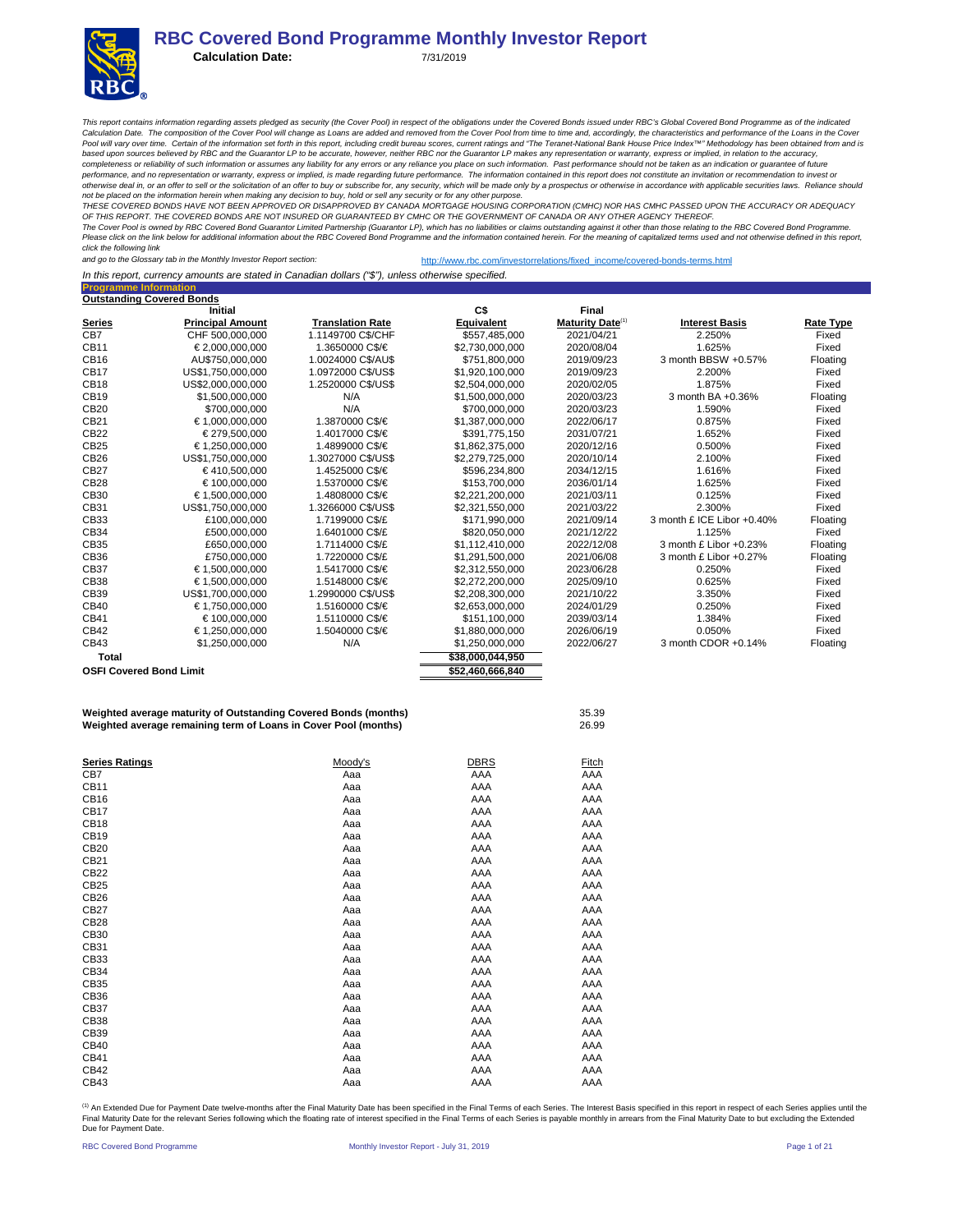# RBC Covered Bond Programme Monthly Investor Report

**Calculation Date:** 7/31/2019

*This report contains information regarding assets pledged as security (the Cover Pool) in respect of the obligations under the Covered Bonds issued under RBC's Global Covered Bond Programme as of the indicated Calculation Date. The composition of the Cover Pool will change as Loans are added and removed from the Cover Pool from time to time and, accordingly, the characteristics and performance of the Loans in the Cover Pool will vary over time. Certain of the information set forth in this report, including credit bureau scores, current ratings and "The Teranet-National Bank House Price Index™" Methodology has been obtained from and is based upon sources believed by RBC and the Guarantor LP to be accurate, however, neither RBC nor the Guarantor LP makes any representation or warranty, express or implied, in relation to the accuracy, completeness or reliability of such information or assumes any liability for any errors or any reliance you place on such information. Past performance should not be taken as an indication or guarantee of future performance, and no representation or warranty, express or implied, is made regarding future performance. The information contained in this report does not constitute an invitation or recommendation to invest or otherwise deal in, or an offer to sell or the solicitation of an offer to buy or subscribe for, any security, which will be made only by a prospectus or otherwise in accordance with applicable securities laws. Reliance should not be placed on the information herein when making any decision to buy, hold or sell any security or for any other purpose.*

*THESE COVERED BONDS HAVE NOT BEEN APPROVED OR DISAPPROVED BY CANADA MORTGAGE HOUSING CORPORATION (CMHC) NOR HAS CMHC PASSED UPON THE ACCURACY OR ADEQUACY OF THIS REPORT. THE COVERED BONDS ARE NOT INSURED OR GUARANTEED BY CMHC OR THE GOVERNMENT OF CANADA OR ANY OTHER AGENCY THEREOF.*

*The Cover Pool is owned by RBC Covered Bond Guarantor Limited Partnership (Guarantor LP), which has no liabilities or claims outstanding against it other than those relating to the RBC Covered Bond Programme. Please click on the link below for additional information about the RBC Covered Bond Programme and the information contained herein. For the meaning of capitalized terms used and not otherwise defined in this report, click the following link and go to the Glossary tab in the Monthly Investor Report section:*

http://www.rbc.com/investorrelations/fixed_income/covered-bonds-terms.html

*In this report, currency amounts are stated in Canadian dollars ("$"), unless otherwise specified.*

## Programme Information

### Outstanding Covered Bonds

| Series | Initial Principal Amount | Translation Rate | C$ Equivalent | Final Maturity Date[(1)] | Interest Basis | Rate Type |
|---|---|---|---|---|---|---|
| CB7 | CHF 500,000,000 | 1.1149700 C$/CHF | $557,485,000 | 2021/04/21 | 2.250% | Fixed |
| CB11 | € 2,000,000,000 | 1.3650000 C$/€ | $2,730,000,000 | 2020/08/04 | 1.625% | Fixed |
| CB16 | AU$750,000,000 | 1.0024000 C$/AU$ | $751,800,000 | 2019/09/23 | 3 month BBSW +0.57% | Floating |
| CB17 | US$1,750,000,000 | 1.0972000 C$/US$ | $1,920,100,000 | 2019/09/23 | 2.200% | Fixed |
| CB18 | US$2,000,000,000 | 1.2520000 C$/US$ | $2,504,000,000 | 2020/02/05 | 1.875% | Fixed |
| CB19 | $1,500,000,000 | N/A | $1,500,000,000 | 2020/03/23 | 3 month BA +0.36% | Floating |
| CB20 | $700,000,000 | N/A | $700,000,000 | 2020/03/23 | 1.590% | Fixed |
| CB21 | € 1,000,000,000 | 1.3870000 C$/€ | $1,387,000,000 | 2022/06/17 | 0.875% | Fixed |
| CB22 | € 279,500,000 | 1.4017000 C$/€ | $391,775,150 | 2031/07/21 | 1.652% | Fixed |
| CB25 | € 1,250,000,000 | 1.4899000 C$/€ | $1,862,375,000 | 2020/12/16 | 0.500% | Fixed |
| CB26 | US$1,750,000,000 | 1.3027000 C$/US$ | $2,279,725,000 | 2020/10/14 | 2.100% | Fixed |
| CB27 | € 410,500,000 | 1.4525000 C$/€ | $596,234,800 | 2034/12/15 | 1.616% | Fixed |
| CB28 | € 100,000,000 | 1.5370000 C$/€ | $153,700,000 | 2036/01/14 | 1.625% | Fixed |
| CB30 | € 1,500,000,000 | 1.4808000 C$/€ | $2,221,200,000 | 2021/03/11 | 0.125% | Fixed |
| CB31 | US$1,750,000,000 | 1.3266000 C$/US$ | $2,321,550,000 | 2021/03/22 | 2.300% | Fixed |
| CB33 | £100,000,000 | 1.7199000 C$/£ | $171,990,000 | 2021/09/14 | 3 month £ ICE Libor +0.40% | Floating |
| CB34 | £500,000,000 | 1.6401000 C$/£ | $820,050,000 | 2021/12/22 | 1.125% | Fixed |
| CB35 | £650,000,000 | 1.7114000 C$/£ | $1,112,410,000 | 2022/12/08 | 3 month £ Libor +0.23% | Floating |
| CB36 | £750,000,000 | 1.7220000 C$/£ | $1,291,500,000 | 2021/06/08 | 3 month £ Libor +0.27% | Floating |
| CB37 | € 1,500,000,000 | 1.5417000 C$/€ | $2,312,550,000 | 2023/06/28 | 0.250% | Fixed |
| CB38 | € 1,500,000,000 | 1.5148000 C$/€ | $2,272,200,000 | 2025/09/10 | 0.625% | Fixed |
| CB39 | US$1,700,000,000 | 1.2990000 C$/US$ | $2,208,300,000 | 2021/10/22 | 3.350% | Fixed |
| CB40 | € 1,750,000,000 | 1.5160000 C$/€ | $2,653,000,000 | 2024/01/29 | 0.250% | Fixed |
| CB41 | € 100,000,000 | 1.5110000 C$/€ | $151,100,000 | 2039/03/14 | 1.384% | Fixed |
| CB42 | € 1,250,000,000 | 1.5040000 C$/€ | $1,880,000,000 | 2026/06/19 | 0.050% | Fixed |
| CB43 | $1,250,000,000 | N/A | $1,250,000,000 | 2022/06/27 | 3 month CDOR +0.14% | Floating |
| **Total** | | | **$38,000,044,950** | | | |
| **OSFI Covered Bond Limit** | | | **$52,460,666,840** | | | |

| | |
|---|---|
| **Weighted average maturity of Outstanding Covered Bonds (months)** | 35.39 |
| **Weighted average remaining term of Loans in Cover Pool (months)** | 26.99 |

| Series Ratings | Moody's | DBRS | Fitch |
|---|---|---|---|
| CB7 | Aaa | AAA | AAA |
| CB11 | Aaa | AAA | AAA |
| CB16 | Aaa | AAA | AAA |
| CB17 | Aaa | AAA | AAA |
| CB18 | Aaa | AAA | AAA |
| CB19 | Aaa | AAA | AAA |
| CB20 | Aaa | AAA | AAA |
| CB21 | Aaa | AAA | AAA |
| CB22 | Aaa | AAA | AAA |
| CB25 | Aaa | AAA | AAA |
| CB26 | Aaa | AAA | AAA |
| CB27 | Aaa | AAA | AAA |
| CB28 | Aaa | AAA | AAA |
| CB30 | Aaa | AAA | AAA |
| CB31 | Aaa | AAA | AAA |
| CB33 | Aaa | AAA | AAA |
| CB34 | Aaa | AAA | AAA |
| CB35 | Aaa | AAA | AAA |
| CB36 | Aaa | AAA | AAA |
| CB37 | Aaa | AAA | AAA |
| CB38 | Aaa | AAA | AAA |
| CB39 | Aaa | AAA | AAA |
| CB40 | Aaa | AAA | AAA |
| CB41 | Aaa | AAA | AAA |
| CB42 | Aaa | AAA | AAA |
| CB43 | Aaa | AAA | AAA |

[(1)] An Extended Due for Payment Date twelve-months after the Final Maturity Date has been specified in the Final Terms of each Series. The Interest Basis specified in this report in respect of each Series applies until the Final Maturity Date for the relevant Series following which the floating rate of interest specified in the Final Terms of each Series is payable monthly in arrears from the Final Maturity Date to but excluding the Extended Due for Payment Date.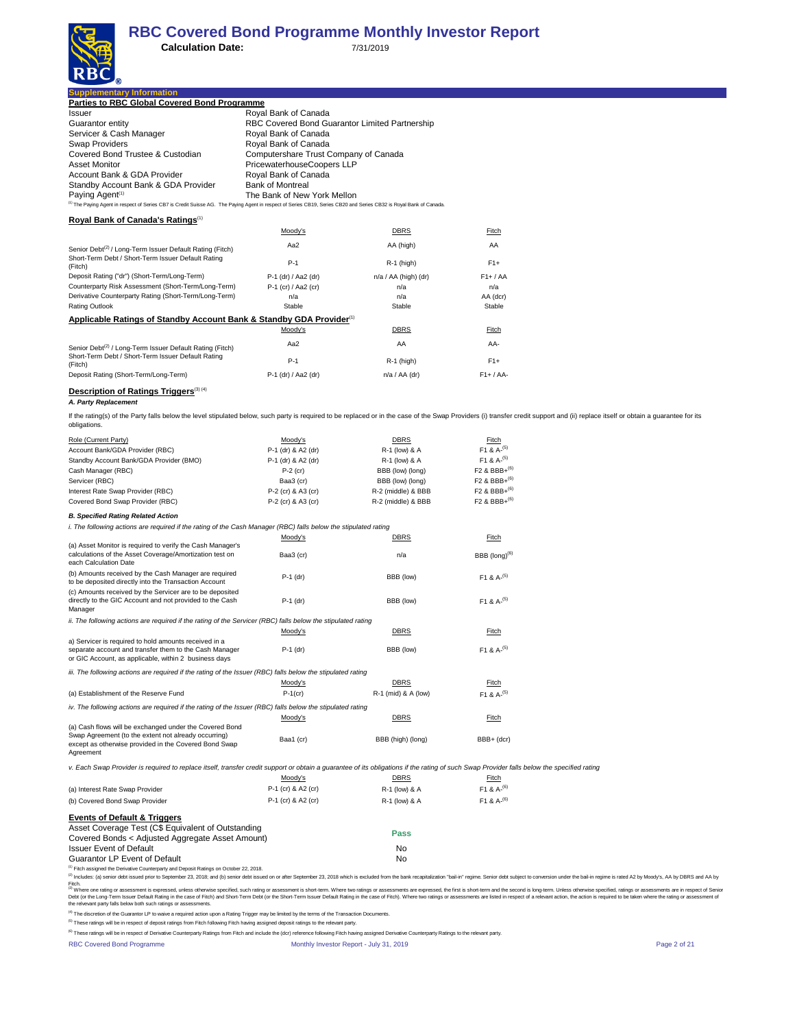# RBC Covered Bond Programme Monthly Investor Report

**Calculation Date:** 7/31/2019

## Supplementary Information

### Parties to RBC Global Covered Bond Programme

| | |
|---|---|
| Issuer | Royal Bank of Canada |
| Guarantor entity | RBC Covered Bond Guarantor Limited Partnership |
| Servicer & Cash Manager | Royal Bank of Canada |
| Swap Providers | Royal Bank of Canada |
| Covered Bond Trustee & Custodian | Computershare Trust Company of Canada |
| Asset Monitor | PricewaterhouseCoopers LLP |
| Account Bank & GDA Provider | Royal Bank of Canada |
| Standby Account Bank & GDA Provider | Bank of Montreal |
| Paying Agent[1] | The Bank of New York Mellon |

[1] The Paying Agent in respect of Series CB7 is Credit Suisse AG. The Paying Agent in respect of Series CB19, Series CB20 and Series CB32 is Royal Bank of Canada.

### Royal Bank of Canada's Ratings[1]

| | Moody's | DBRS | Fitch |
|---|---|---|---|
| Senior Debt[2] / Long-Term Issuer Default Rating (Fitch) | Aa2 | AA (high) | AA |
| Short-Term Debt / Short-Term Issuer Default Rating (Fitch) | P-1 | R-1 (high) | F1+ |
| Deposit Rating ("dr") (Short-Term/Long-Term) | P-1 (dr) / Aa2 (dr) | n/a / AA (high) (dr) | F1+ / AA |
| Counterparty Risk Assessment (Short-Term/Long-Term) | P-1 (cr) / Aa2 (cr) | n/a | n/a |
| Derivative Counterparty Rating (Short-Term/Long-Term) | n/a | n/a | AA (dcr) |
| Rating Outlook | Stable | Stable | Stable |

### Applicable Ratings of Standby Account Bank & Standby GDA Provider[1]

| | Moody's | DBRS | Fitch |
|---|---|---|---|
| Senior Debt[2] / Long-Term Issuer Default Rating (Fitch) | Aa2 | AA | AA- |
| Short-Term Debt / Short-Term Issuer Default Rating (Fitch) | P-1 | R-1 (high) | F1+ |
| Deposit Rating (Short-Term/Long-Term) | P-1 (dr) / Aa2 (dr) | n/a / AA (dr) | F1+ / AA- |

### Description of Ratings Triggers[3] [4]

***A. Party Replacement***

If the rating(s) of the Party falls below the level stipulated below, such party is required to be replaced or in the case of the Swap Providers (i) transfer credit support and (ii) replace itself or obtain a guarantee for its obligations.

| Role (Current Party) | Moody's | DBRS | Fitch |
|---|---|---|---|
| Account Bank/GDA Provider (RBC) | P-1 (dr) & A2 (dr) | R-1 (low) & A | F1 & A-[5] |
| Standby Account Bank/GDA Provider (BMO) | P-1 (dr) & A2 (dr) | R-1 (low) & A | F1 & A-[5] |
| Cash Manager (RBC) | P-2 (cr) | BBB (low) (long) | F2 & BBB+[6] |
| Servicer (RBC) | Baa3 (cr) | BBB (low) (long) | F2 & BBB+[6] |
| Interest Rate Swap Provider (RBC) | P-2 (cr) & A3 (cr) | R-2 (middle) & BBB | F2 & BBB+[6] |
| Covered Bond Swap Provider (RBC) | P-2 (cr) & A3 (cr) | R-2 (middle) & BBB | F2 & BBB+[6] |

***B. Specified Rating Related Action***

*i. The following actions are required if the rating of the Cash Manager (RBC) falls below the stipulated rating*

| | Moody's | DBRS | Fitch |
|---|---|---|---|
| (a) Asset Monitor is required to verify the Cash Manager's calculations of the Asset Coverage/Amortization test on each Calculation Date | Baa3 (cr) | n/a | BBB (long)[6] |
| (b) Amounts received by the Cash Manager are required to be deposited directly into the Transaction Account | P-1 (dr) | BBB (low) | F1 & A-[5] |
| (c) Amounts received by the Servicer are to be deposited directly to the GIC Account and not provided to the Cash Manager | P-1 (dr) | BBB (low) | F1 & A-[5] |

*ii. The following actions are required if the rating of the Servicer (RBC) falls below the stipulated rating*

| | Moody's | DBRS | Fitch |
|---|---|---|---|
| a) Servicer is required to hold amounts received in a separate account and transfer them to the Cash Manager or GIC Account, as applicable, within 2 business days | P-1 (dr) | BBB (low) | F1 & A-[5] |

*iii. The following actions are required if the rating of the Issuer (RBC) falls below the stipulated rating*

| | Moody's | DBRS | Fitch |
|---|---|---|---|
| (a) Establishment of the Reserve Fund | P-1(cr) | R-1 (mid) & A (low) | F1 & A-[5] |

*iv. The following actions are required if the rating of the Issuer (RBC) falls below the stipulated rating*

| | Moody's | DBRS | Fitch |
|---|---|---|---|
| (a) Cash flows will be exchanged under the Covered Bond Swap Agreement (to the extent not already occurring) except as otherwise provided in the Covered Bond Swap Agreement | Baa1 (cr) | BBB (high) (long) | BBB+ (dcr) |

*v. Each Swap Provider is required to replace itself, transfer credit support or obtain a guarantee of its obligations if the rating of such Swap Provider falls below the specified rating*

| | Moody's | DBRS | Fitch |
|---|---|---|---|
| (a) Interest Rate Swap Provider | P-1 (cr) & A2 (cr) | R-1 (low) & A | F1 & A-[6] |
| (b) Covered Bond Swap Provider | P-1 (cr) & A2 (cr) | R-1 (low) & A | F1 & A-[6] |

### Events of Default & Triggers

| | |
|---|---|
| Asset Coverage Test (C$ Equivalent of Outstanding Covered Bonds < Adjusted Aggregate Asset Amount) | **Pass** |
| Issuer Event of Default | No |
| Guarantor LP Event of Default | No |

[1] Fitch assigned the Derivative Counterparty and Deposit Ratings on October 22, 2018.

[2] Includes: (a) senior debt issued prior to September 23, 2018; and (b) senior debt issued on or after September 23, 2018 which is excluded from the bank recapitalization "bail-in" regime. Senior debt subject to conversion under the bail-in regime is rated A2 by Moody's, AA by DBRS and AA by Fitch.

[3] Where one rating or assessment is expressed, unless otherwise specified, such rating or assessment is short-term. Where two ratings or assessments are expressed, the first is short-term and the second is long-term. Unless otherwise specified, ratings or assessments are in respect of Senior Debt (or the Long-Term Issuer Default Rating in the case of Fitch) and Short-Term Debt (or the Short-Term Issuer Default Rating in the case of Fitch). Where two ratings or assessments are listed in respect of a relevant action, the action is required to be taken where the rating or assessment of the relevant party falls below both such ratings or assessments.

[4] The discretion of the Guarantor LP to waive a required action upon a Rating Trigger may be limited by the terms of the Transaction Documents.

[5] These ratings will be in respect of deposit ratings from Fitch following Fitch having assigned deposit ratings to the relevant party.

[6] These ratings will be in respect of Derivative Counterparty Ratings from Fitch and include the (dcr) reference following Fitch having assigned Derivative Counterparty Ratings to the relevant party.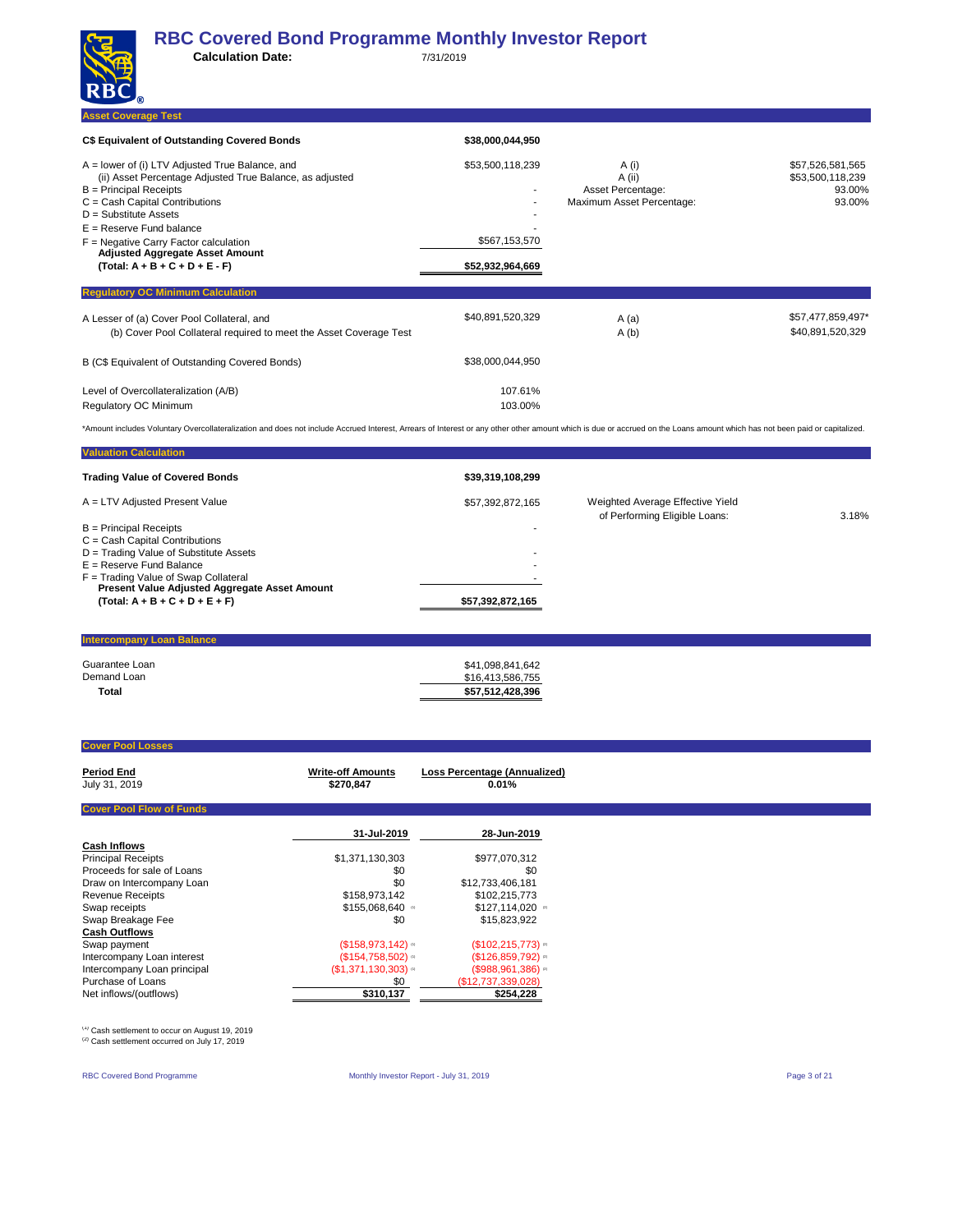# RBC Covered Bond Programme Monthly Investor Report

**Calculation Date:** 7/31/2019

## Asset Coverage Test

| | | | |
|---|---|---|---|
| **C$ Equivalent of Outstanding Covered Bonds** | **$38,000,044,950** | | |
| A = lower of (i) LTV Adjusted True Balance, and | $53,500,118,239 | A (i) | $57,526,581,565 |
| (ii) Asset Percentage Adjusted True Balance, as adjusted | | A (ii) | $53,500,118,239 |
| B = Principal Receipts | - | Asset Percentage: | 93.00% |
| C = Cash Capital Contributions | - | Maximum Asset Percentage: | 93.00% |
| D = Substitute Assets | - | | |
| E = Reserve Fund balance | - | | |
| F = Negative Carry Factor calculation | $567,153,570 | | |
| **Adjusted Aggregate Asset Amount (Total: A + B + C + D + E - F)** | **$52,932,964,669** | | |

## Regulatory OC Minimum Calculation

| | | | |
|---|---|---|---|
| A Lesser of (a) Cover Pool Collateral, and | $40,891,520,329 | A (a) | $57,477,859,497* |
| (b) Cover Pool Collateral required to meet the Asset Coverage Test | | A (b) | $40,891,520,329 |
| B (C$ Equivalent of Outstanding Covered Bonds) | $38,000,044,950 | | |
| Level of Overcollateralization (A/B) | 107.61% | | |
| Regulatory OC Minimum | 103.00% | | |

*Amount includes Voluntary Overcollateralization and does not include Accrued Interest, Arrears of Interest or any other other amount which is due or accrued on the Loans amount which has not been paid or capitalized.

## Valuation Calculation

| | | | |
|---|---|---|---|
| **Trading Value of Covered Bonds** | **$39,319,108,299** | | |
| A = LTV Adjusted Present Value | $57,392,872,165 | Weighted Average Effective Yield of Performing Eligible Loans: | 3.18% |
| B = Principal Receipts | - | | |
| C = Cash Capital Contributions | | | |
| D = Trading Value of Substitute Assets | - | | |
| E = Reserve Fund Balance | - | | |
| F = Trading Value of Swap Collateral | - | | |
| **Present Value Adjusted Aggregate Asset Amount (Total: A + B + C + D + E + F)** | **$57,392,872,165** | | |

## Intercompany Loan Balance

| | |
|---|---|
| Guarantee Loan | $41,098,841,642 |
| Demand Loan | $16,413,586,755 |
| **Total** | **$57,512,428,396** |

## Cover Pool Losses

| Period End | Write-off Amounts | Loss Percentage (Annualized) |
|---|---|---|
| July 31, 2019 | $270,847 | 0.01% |

## Cover Pool Flow of Funds

| | 31-Jul-2019 | 28-Jun-2019 |
|---|---|---|
| **Cash Inflows** | | |
| Principal Receipts | $1,371,130,303 | $977,070,312 |
| Proceeds for sale of Loans | $0 | $0 |
| Draw on Intercompany Loan | $0 | $12,733,406,181 |
| Revenue Receipts | $158,973,142 | $102,215,773 |
| Swap receipts | $155,068,640 [1] | $127,114,020 [2] |
| Swap Breakage Fee | $0 | $15,823,922 |
| **Cash Outflows** | | |
| Swap payment | ($158,973,142) [1] | ($102,215,773) [2] |
| Intercompany Loan interest | ($154,758,502) [1] | ($126,859,792) [2] |
| Intercompany Loan principal | ($1,371,130,303) [1] | ($988,961,386) [2] |
| Purchase of Loans | $0 | ($12,737,339,028) |
| Net inflows/(outflows) | $310,137 | $254,228 |

[1] Cash settlement to occur on August 19, 2019
[2] Cash settlement occurred on July 17, 2019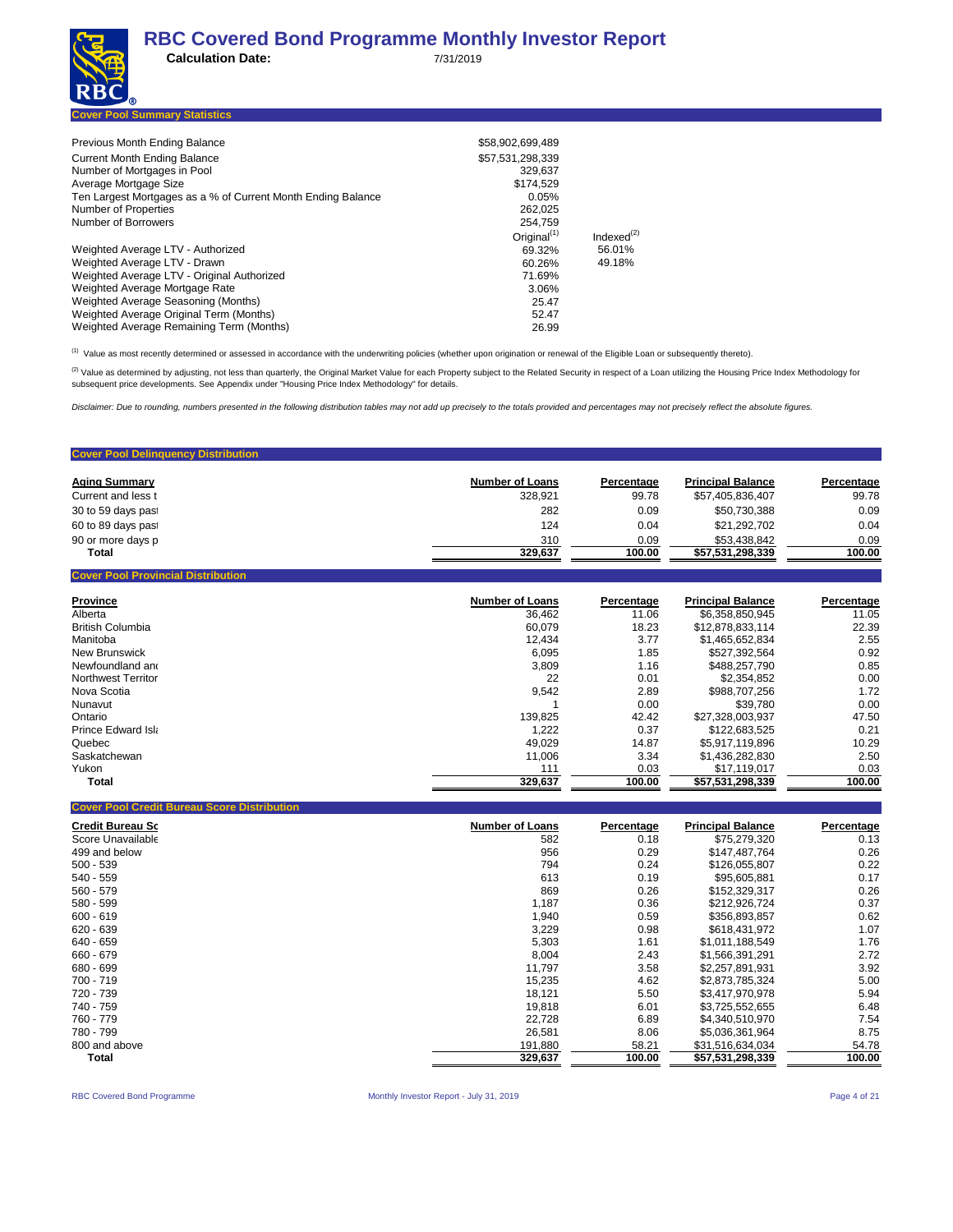# RBC Covered Bond Programme Monthly Investor Report

**Calculation Date:** 7/31/2019

## Cover Pool Summary Statistics

| | | |
|---|---|---|
| Previous Month Ending Balance | $58,902,699,489 | |
| Current Month Ending Balance | $57,531,298,339 | |
| Number of Mortgages in Pool | 329,637 | |
| Average Mortgage Size | $174,529 | |
| Ten Largest Mortgages as a % of Current Month Ending Balance | 0.05% | |
| Number of Properties | 262,025 | |
| Number of Borrowers | 254,759 | |
| | Original[(1)] | Indexed[(2)] |
| Weighted Average LTV - Authorized | 69.32% | 56.01% |
| Weighted Average LTV - Drawn | 60.26% | 49.18% |
| Weighted Average LTV - Original Authorized | 71.69% | |
| Weighted Average Mortgage Rate | 3.06% | |
| Weighted Average Seasoning (Months) | 25.47 | |
| Weighted Average Original Term (Months) | 52.47 | |
| Weighted Average Remaining Term (Months) | 26.99 | |

[(1)] Value as most recently determined or assessed in accordance with the underwriting policies (whether upon origination or renewal of the Eligible Loan or subsequently thereto).

[(2)] Value as determined by adjusting, not less than quarterly, the Original Market Value for each Property subject to the Related Security in respect of a Loan utilizing the Housing Price Index Methodology for subsequent price developments. See Appendix under "Housing Price Index Methodology" for details.

*Disclaimer: Due to rounding, numbers presented in the following distribution tables may not add up precisely to the totals provided and percentages may not precisely reflect the absolute figures.*

## Cover Pool Delinquency Distribution

| Aging Summary | Number of Loans | Percentage | Principal Balance | Percentage |
|---|---|---|---|---|
| Current and less t | 328,921 | 99.78 | $57,405,836,407 | 99.78 |
| 30 to 59 days past | 282 | 0.09 | $50,730,388 | 0.09 |
| 60 to 89 days past | 124 | 0.04 | $21,292,702 | 0.04 |
| 90 or more days p | 310 | 0.09 | $53,438,842 | 0.09 |
| **Total** | **329,637** | **100.00** | **$57,531,298,339** | **100.00** |

## Cover Pool Provincial Distribution

| Province | Number of Loans | Percentage | Principal Balance | Percentage |
|---|---|---|---|---|
| Alberta | 36,462 | 11.06 | $6,358,850,945 | 11.05 |
| British Columbia | 60,079 | 18.23 | $12,878,833,114 | 22.39 |
| Manitoba | 12,434 | 3.77 | $1,465,652,834 | 2.55 |
| New Brunswick | 6,095 | 1.85 | $527,392,564 | 0.92 |
| Newfoundland and | 3,809 | 1.16 | $488,257,790 | 0.85 |
| Northwest Territor | 22 | 0.01 | $2,354,852 | 0.00 |
| Nova Scotia | 9,542 | 2.89 | $988,707,256 | 1.72 |
| Nunavut | 1 | 0.00 | $39,780 | 0.00 |
| Ontario | 139,825 | 42.42 | $27,328,003,937 | 47.50 |
| Prince Edward Isla | 1,222 | 0.37 | $122,683,525 | 0.21 |
| Quebec | 49,029 | 14.87 | $5,917,119,896 | 10.29 |
| Saskatchewan | 11,006 | 3.34 | $1,436,282,830 | 2.50 |
| Yukon | 111 | 0.03 | $17,119,017 | 0.03 |
| **Total** | **329,637** | **100.00** | **$57,531,298,339** | **100.00** |

## Cover Pool Credit Bureau Score Distribution

| Credit Bureau Sc | Number of Loans | Percentage | Principal Balance | Percentage |
|---|---|---|---|---|
| Score Unavailable | 582 | 0.18 | $75,279,320 | 0.13 |
| 499 and below | 956 | 0.29 | $147,487,764 | 0.26 |
| 500 - 539 | 794 | 0.24 | $126,055,807 | 0.22 |
| 540 - 559 | 613 | 0.19 | $95,605,881 | 0.17 |
| 560 - 579 | 869 | 0.26 | $152,329,317 | 0.26 |
| 580 - 599 | 1,187 | 0.36 | $212,926,724 | 0.37 |
| 600 - 619 | 1,940 | 0.59 | $356,893,857 | 0.62 |
| 620 - 639 | 3,229 | 0.98 | $618,431,972 | 1.07 |
| 640 - 659 | 5,303 | 1.61 | $1,011,188,549 | 1.76 |
| 660 - 679 | 8,004 | 2.43 | $1,566,391,291 | 2.72 |
| 680 - 699 | 11,797 | 3.58 | $2,257,891,931 | 3.92 |
| 700 - 719 | 15,235 | 4.62 | $2,873,785,324 | 5.00 |
| 720 - 739 | 18,121 | 5.50 | $3,417,970,978 | 5.94 |
| 740 - 759 | 19,818 | 6.01 | $3,725,552,655 | 6.48 |
| 760 - 779 | 22,728 | 6.89 | $4,340,510,970 | 7.54 |
| 780 - 799 | 26,581 | 8.06 | $5,036,361,964 | 8.75 |
| 800 and above | 191,880 | 58.21 | $31,516,634,034 | 54.78 |
| **Total** | **329,637** | **100.00** | **$57,531,298,339** | **100.00** |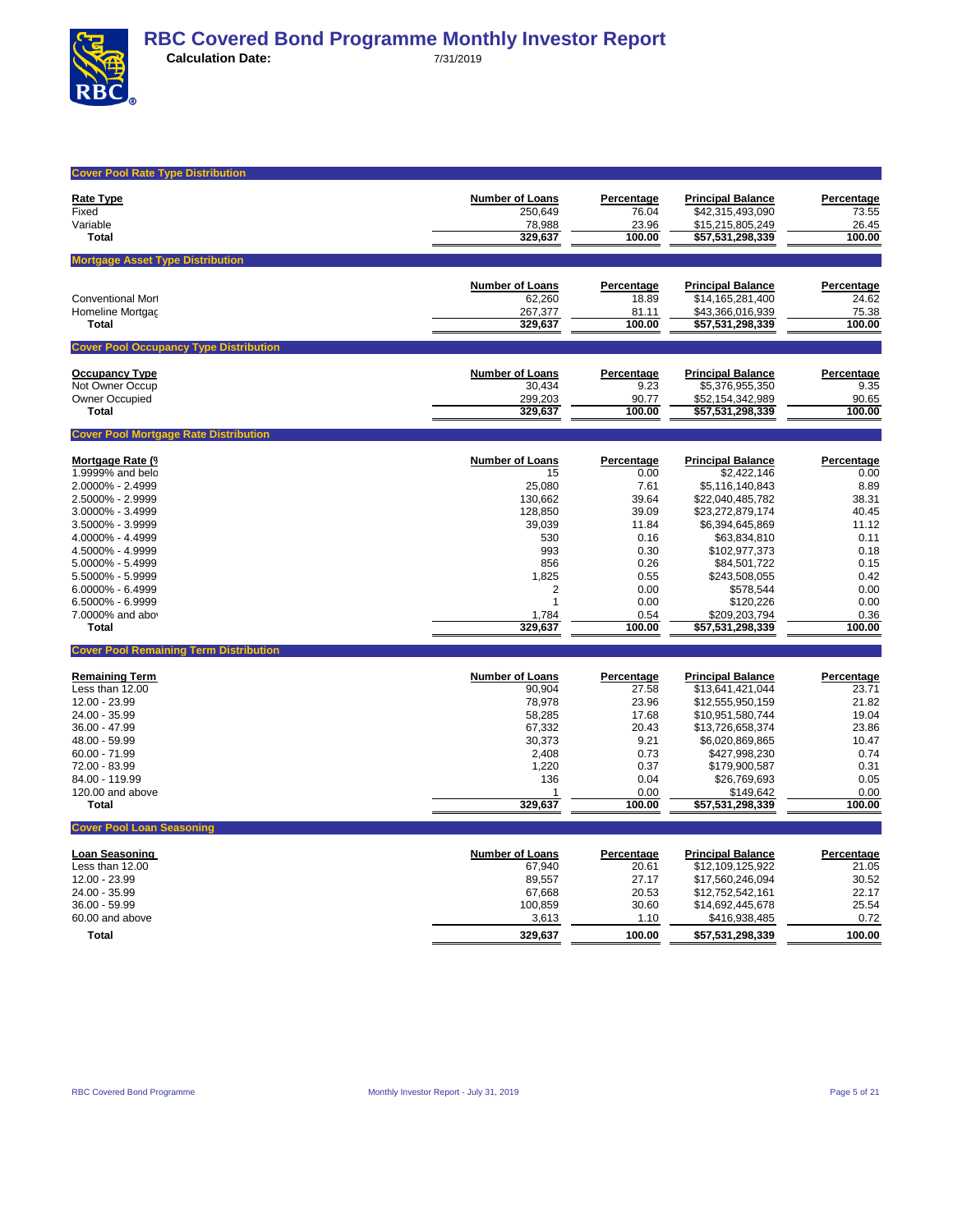# RBC Covered Bond Programme Monthly Investor Report

**Calculation Date:** 7/31/2019

## Cover Pool Rate Type Distribution

| Rate Type | Number of Loans | Percentage | Principal Balance | Percentage |
|---|---|---|---|---|
| Fixed | 250,649 | 76.04 | $42,315,493,090 | 73.55 |
| Variable | 78,988 | 23.96 | $15,215,805,249 | 26.45 |
| **Total** | **329,637** | **100.00** | **$57,531,298,339** | **100.00** |

## Mortgage Asset Type Distribution

| | Number of Loans | Percentage | Principal Balance | Percentage |
|---|---|---|---|---|
| Conventional Mort | 62,260 | 18.89 | $14,165,281,400 | 24.62 |
| Homeline Mortgag | 267,377 | 81.11 | $43,366,016,939 | 75.38 |
| **Total** | **329,637** | **100.00** | **$57,531,298,339** | **100.00** |

## Cover Pool Occupancy Type Distribution

| Occupancy Type | Number of Loans | Percentage | Principal Balance | Percentage |
|---|---|---|---|---|
| Not Owner Occup | 30,434 | 9.23 | $5,376,955,350 | 9.35 |
| Owner Occupied | 299,203 | 90.77 | $52,154,342,989 | 90.65 |
| **Total** | **329,637** | **100.00** | **$57,531,298,339** | **100.00** |

## Cover Pool Mortgage Rate Distribution

| Mortgage Rate (% | Number of Loans | Percentage | Principal Balance | Percentage |
|---|---|---|---|---|
| 1.9999% and belo | 15 | 0.00 | $2,422,146 | 0.00 |
| 2.0000% - 2.4999 | 25,080 | 7.61 | $5,116,140,843 | 8.89 |
| 2.5000% - 2.9999 | 130,662 | 39.64 | $22,040,485,782 | 38.31 |
| 3.0000% - 3.4999 | 128,850 | 39.09 | $23,272,879,174 | 40.45 |
| 3.5000% - 3.9999 | 39,039 | 11.84 | $6,394,645,869 | 11.12 |
| 4.0000% - 4.4999 | 530 | 0.16 | $63,834,810 | 0.11 |
| 4.5000% - 4.9999 | 993 | 0.30 | $102,977,373 | 0.18 |
| 5.0000% - 5.4999 | 856 | 0.26 | $84,501,722 | 0.15 |
| 5.5000% - 5.9999 | 1,825 | 0.55 | $243,508,055 | 0.42 |
| 6.0000% - 6.4999 | 2 | 0.00 | $578,544 | 0.00 |
| 6.5000% - 6.9999 | 1 | 0.00 | $120,226 | 0.00 |
| 7.0000% and abo | 1,784 | 0.54 | $209,203,794 | 0.36 |
| **Total** | **329,637** | **100.00** | **$57,531,298,339** | **100.00** |

## Cover Pool Remaining Term Distribution

| Remaining Term | Number of Loans | Percentage | Principal Balance | Percentage |
|---|---|---|---|---|
| Less than 12.00 | 90,904 | 27.58 | $13,641,421,044 | 23.71 |
| 12.00 - 23.99 | 78,978 | 23.96 | $12,555,950,159 | 21.82 |
| 24.00 - 35.99 | 58,285 | 17.68 | $10,951,580,744 | 19.04 |
| 36.00 - 47.99 | 67,332 | 20.43 | $13,726,658,374 | 23.86 |
| 48.00 - 59.99 | 30,373 | 9.21 | $6,020,869,865 | 10.47 |
| 60.00 - 71.99 | 2,408 | 0.73 | $427,998,230 | 0.74 |
| 72.00 - 83.99 | 1,220 | 0.37 | $179,900,587 | 0.31 |
| 84.00 - 119.99 | 136 | 0.04 | $26,769,693 | 0.05 |
| 120.00 and above | 1 | 0.00 | $149,642 | 0.00 |
| **Total** | **329,637** | **100.00** | **$57,531,298,339** | **100.00** |

## Cover Pool Loan Seasoning

| Loan Seasoning | Number of Loans | Percentage | Principal Balance | Percentage |
|---|---|---|---|---|
| Less than 12.00 | 67,940 | 20.61 | $12,109,125,922 | 21.05 |
| 12.00 - 23.99 | 89,557 | 27.17 | $17,560,246,094 | 30.52 |
| 24.00 - 35.99 | 67,668 | 20.53 | $12,752,542,161 | 22.17 |
| 36.00 - 59.99 | 100,859 | 30.60 | $14,692,445,678 | 25.54 |
| 60.00 and above | 3,613 | 1.10 | $416,938,485 | 0.72 |
| **Total** | **329,637** | **100.00** | **$57,531,298,339** | **100.00** |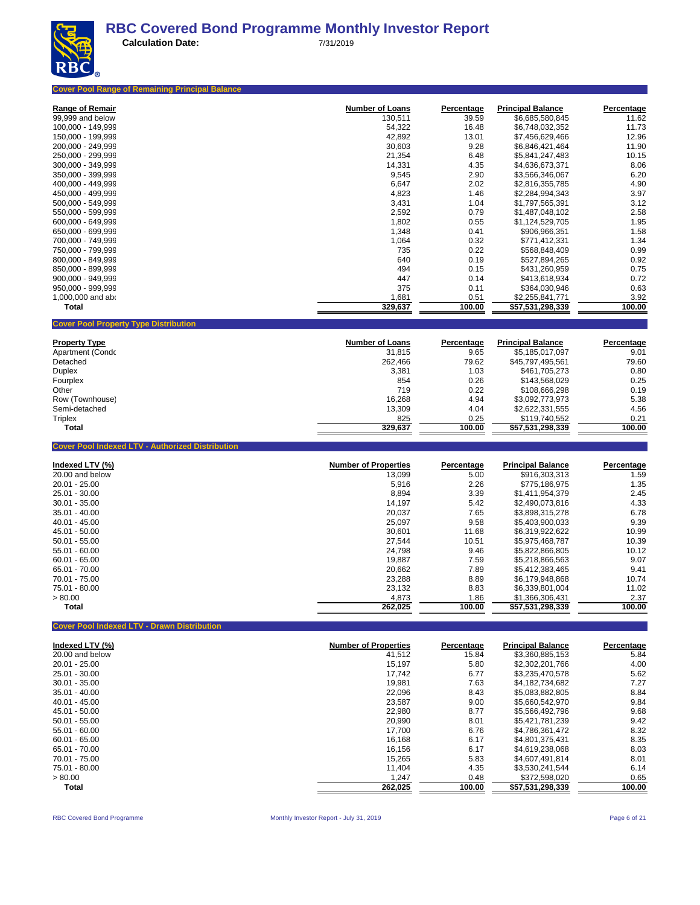# RBC Covered Bond Programme Monthly Investor Report

**Calculation Date:** 7/31/2019

## Cover Pool Range of Remaining Principal Balance

| Range of Remair | Number of Loans | Percentage | Principal Balance | Percentage |
|---|---|---|---|---|
| 99,999 and below | 130,511 | 39.59 | $6,685,580,845 | 11.62 |
| 100,000 - 149,999 | 54,322 | 16.48 | $6,748,032,352 | 11.73 |
| 150,000 - 199,999 | 42,892 | 13.01 | $7,456,629,466 | 12.96 |
| 200,000 - 249,999 | 30,603 | 9.28 | $6,846,421,464 | 11.90 |
| 250,000 - 299,999 | 21,354 | 6.48 | $5,841,247,483 | 10.15 |
| 300,000 - 349,999 | 14,331 | 4.35 | $4,636,673,371 | 8.06 |
| 350,000 - 399,999 | 9,545 | 2.90 | $3,566,346,067 | 6.20 |
| 400,000 - 449,999 | 6,647 | 2.02 | $2,816,355,785 | 4.90 |
| 450,000 - 499,999 | 4,823 | 1.46 | $2,284,994,343 | 3.97 |
| 500,000 - 549,999 | 3,431 | 1.04 | $1,797,565,391 | 3.12 |
| 550,000 - 599,999 | 2,592 | 0.79 | $1,487,048,102 | 2.58 |
| 600,000 - 649,999 | 1,802 | 0.55 | $1,124,529,705 | 1.95 |
| 650,000 - 699,999 | 1,348 | 0.41 | $906,966,351 | 1.58 |
| 700,000 - 749,999 | 1,064 | 0.32 | $771,412,331 | 1.34 |
| 750,000 - 799,999 | 735 | 0.22 | $568,848,409 | 0.99 |
| 800,000 - 849,999 | 640 | 0.19 | $527,894,265 | 0.92 |
| 850,000 - 899,999 | 494 | 0.15 | $431,260,959 | 0.75 |
| 900,000 - 949,999 | 447 | 0.14 | $413,618,934 | 0.72 |
| 950,000 - 999,999 | 375 | 0.11 | $364,030,946 | 0.63 |
| 1,000,000 and abo | 1,681 | 0.51 | $2,255,841,771 | 3.92 |
| **Total** | **329,637** | **100.00** | **$57,531,298,339** | **100.00** |

## Cover Pool Property Type Distribution

| Property Type | Number of Loans | Percentage | Principal Balance | Percentage |
|---|---|---|---|---|
| Apartment (Condo | 31,815 | 9.65 | $5,185,017,097 | 9.01 |
| Detached | 262,466 | 79.62 | $45,797,495,561 | 79.60 |
| Duplex | 3,381 | 1.03 | $461,705,273 | 0.80 |
| Fourplex | 854 | 0.26 | $143,568,029 | 0.25 |
| Other | 719 | 0.22 | $108,666,298 | 0.19 |
| Row (Townhouse) | 16,268 | 4.94 | $3,092,773,973 | 5.38 |
| Semi-detached | 13,309 | 4.04 | $2,622,331,555 | 4.56 |
| Triplex | 825 | 0.25 | $119,740,552 | 0.21 |
| **Total** | **329,637** | **100.00** | **$57,531,298,339** | **100.00** |

## Cover Pool Indexed LTV - Authorized Distribution

| Indexed LTV (%) | Number of Properties | Percentage | Principal Balance | Percentage |
|---|---|---|---|---|
| 20.00 and below | 13,099 | 5.00 | $916,303,313 | 1.59 |
| 20.01 - 25.00 | 5,916 | 2.26 | $775,186,975 | 1.35 |
| 25.01 - 30.00 | 8,894 | 3.39 | $1,411,954,379 | 2.45 |
| 30.01 - 35.00 | 14,197 | 5.42 | $2,490,073,816 | 4.33 |
| 35.01 - 40.00 | 20,037 | 7.65 | $3,898,315,278 | 6.78 |
| 40.01 - 45.00 | 25,097 | 9.58 | $5,403,900,033 | 9.39 |
| 45.01 - 50.00 | 30,601 | 11.68 | $6,319,922,622 | 10.99 |
| 50.01 - 55.00 | 27,544 | 10.51 | $5,975,468,787 | 10.39 |
| 55.01 - 60.00 | 24,798 | 9.46 | $5,822,866,805 | 10.12 |
| 60.01 - 65.00 | 19,887 | 7.59 | $5,218,866,563 | 9.07 |
| 65.01 - 70.00 | 20,662 | 7.89 | $5,412,383,465 | 9.41 |
| 70.01 - 75.00 | 23,288 | 8.89 | $6,179,948,868 | 10.74 |
| 75.01 - 80.00 | 23,132 | 8.83 | $6,339,801,004 | 11.02 |
| > 80.00 | 4,873 | 1.86 | $1,366,306,431 | 2.37 |
| **Total** | **262,025** | **100.00** | **$57,531,298,339** | **100.00** |

## Cover Pool Indexed LTV - Drawn Distribution

| Indexed LTV (%) | Number of Properties | Percentage | Principal Balance | Percentage |
|---|---|---|---|---|
| 20.00 and below | 41,512 | 15.84 | $3,360,885,153 | 5.84 |
| 20.01 - 25.00 | 15,197 | 5.80 | $2,302,201,766 | 4.00 |
| 25.01 - 30.00 | 17,742 | 6.77 | $3,235,470,578 | 5.62 |
| 30.01 - 35.00 | 19,981 | 7.63 | $4,182,734,682 | 7.27 |
| 35.01 - 40.00 | 22,096 | 8.43 | $5,083,882,805 | 8.84 |
| 40.01 - 45.00 | 23,587 | 9.00 | $5,660,542,970 | 9.84 |
| 45.01 - 50.00 | 22,980 | 8.77 | $5,566,492,796 | 9.68 |
| 50.01 - 55.00 | 20,990 | 8.01 | $5,421,781,239 | 9.42 |
| 55.01 - 60.00 | 17,700 | 6.76 | $4,786,361,472 | 8.32 |
| 60.01 - 65.00 | 16,168 | 6.17 | $4,801,375,431 | 8.35 |
| 65.01 - 70.00 | 16,156 | 6.17 | $4,619,238,068 | 8.03 |
| 70.01 - 75.00 | 15,265 | 5.83 | $4,607,491,814 | 8.01 |
| 75.01 - 80.00 | 11,404 | 4.35 | $3,530,241,544 | 6.14 |
| > 80.00 | 1,247 | 0.48 | $372,598,020 | 0.65 |
| **Total** | **262,025** | **100.00** | **$57,531,298,339** | **100.00** |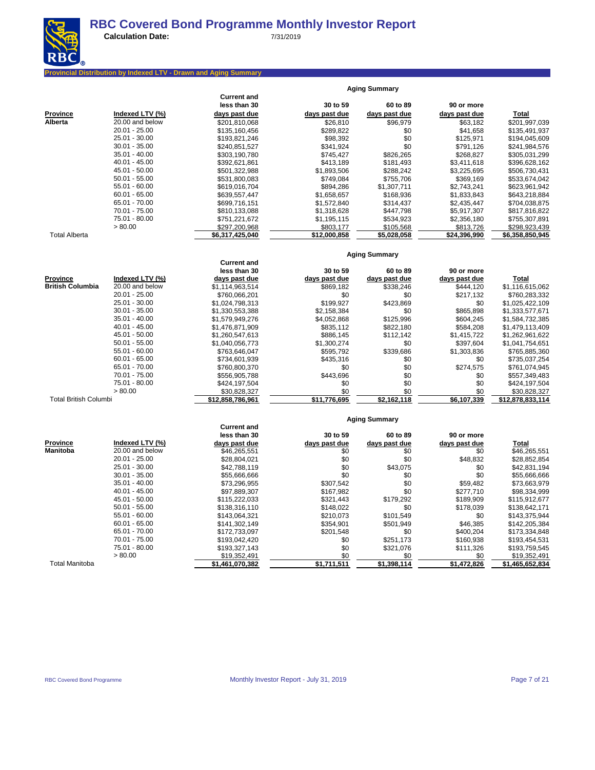# RBC Covered Bond Programme Monthly Investor Report

**Calculation Date:** 7/31/2019

## Provincial Distribution by Indexed LTV - Drawn and Aging Summary

| | | Aging Summary | | | | |
|---|---|---|---|---|---|---|
| **Province** | **Indexed LTV (%)** | **Current and less than 30 days past due** | **30 to 59 days past due** | **60 to 89 days past due** | **90 or more days past due** | **Total** |
| **Alberta** | 20.00 and below | $201,810,068 | $26,810 | $96,979 | $63,182 | $201,997,039 |
| | 20.01 - 25.00 | $135,160,456 | $289,822 | $0 | $41,658 | $135,491,937 |
| | 25.01 - 30.00 | $193,821,246 | $98,392 | $0 | $125,971 | $194,045,609 |
| | 30.01 - 35.00 | $240,851,527 | $341,924 | $0 | $791,126 | $241,984,576 |
| | 35.01 - 40.00 | $303,190,780 | $745,427 | $826,265 | $268,827 | $305,031,299 |
| | 40.01 - 45.00 | $392,621,861 | $413,189 | $181,493 | $3,411,618 | $396,628,162 |
| | 45.01 - 50.00 | $501,322,988 | $1,893,506 | $288,242 | $3,225,695 | $506,730,431 |
| | 50.01 - 55.00 | $531,800,083 | $749,084 | $755,706 | $369,169 | $533,674,042 |
| | 55.01 - 60.00 | $619,016,704 | $894,286 | $1,307,711 | $2,743,241 | $623,961,942 |
| | 60.01 - 65.00 | $639,557,447 | $1,658,657 | $168,936 | $1,833,843 | $643,218,884 |
| | 65.01 - 70.00 | $699,716,151 | $1,572,840 | $314,437 | $2,435,447 | $704,038,875 |
| | 70.01 - 75.00 | $810,133,088 | $1,318,628 | $447,798 | $5,917,307 | $817,816,822 |
| | 75.01 - 80.00 | $751,221,672 | $1,195,115 | $534,923 | $2,356,180 | $755,307,891 |
| | > 80.00 | $297,200,968 | $803,177 | $105,568 | $813,726 | $298,923,439 |
| Total Alberta | | **$6,317,425,040** | **$12,000,858** | **$5,028,058** | **$24,396,990** | **$6,358,850,945** |

| | | Aging Summary | | | | |
|---|---|---|---|---|---|---|
| **Province** | **Indexed LTV (%)** | **Current and less than 30 days past due** | **30 to 59 days past due** | **60 to 89 days past due** | **90 or more days past due** | **Total** |
| **British Columbia** | 20.00 and below | $1,114,963,514 | $869,182 | $338,246 | $444,120 | $1,116,615,062 |
| | 20.01 - 25.00 | $760,066,201 | $0 | $0 | $217,132 | $760,283,332 |
| | 25.01 - 30.00 | $1,024,798,313 | $199,927 | $423,869 | $0 | $1,025,422,109 |
| | 30.01 - 35.00 | $1,330,553,388 | $2,158,384 | $0 | $865,898 | $1,333,577,671 |
| | 35.01 - 40.00 | $1,579,949,276 | $4,052,868 | $125,996 | $604,245 | $1,584,732,385 |
| | 40.01 - 45.00 | $1,476,871,909 | $835,112 | $822,180 | $584,208 | $1,479,113,409 |
| | 45.01 - 50.00 | $1,260,547,613 | $886,145 | $112,142 | $1,415,722 | $1,262,961,622 |
| | 50.01 - 55.00 | $1,040,056,773 | $1,300,274 | $0 | $397,604 | $1,041,754,651 |
| | 55.01 - 60.00 | $763,646,047 | $595,792 | $339,686 | $1,303,836 | $765,885,360 |
| | 60.01 - 65.00 | $734,601,939 | $435,316 | $0 | $0 | $735,037,254 |
| | 65.01 - 70.00 | $760,800,370 | $0 | $0 | $274,575 | $761,074,945 |
| | 70.01 - 75.00 | $556,905,788 | $443,696 | $0 | $0 | $557,349,483 |
| | 75.01 - 80.00 | $424,197,504 | $0 | $0 | $0 | $424,197,504 |
| | > 80.00 | $30,828,327 | $0 | $0 | $0 | $30,828,327 |
| Total British Columbi | | **$12,858,786,961** | **$11,776,695** | **$2,162,118** | **$6,107,339** | **$12,878,833,114** |

| | | Aging Summary | | | | |
|---|---|---|---|---|---|---|
| **Province** | **Indexed LTV (%)** | **Current and less than 30 days past due** | **30 to 59 days past due** | **60 to 89 days past due** | **90 or more days past due** | **Total** |
| **Manitoba** | 20.00 and below | $46,265,551 | $0 | $0 | $0 | $46,265,551 |
| | 20.01 - 25.00 | $28,804,021 | $0 | $0 | $48,832 | $28,852,854 |
| | 25.01 - 30.00 | $42,788,119 | $0 | $43,075 | $0 | $42,831,194 |
| | 30.01 - 35.00 | $55,666,666 | $0 | $0 | $0 | $55,666,666 |
| | 35.01 - 40.00 | $73,296,955 | $307,542 | $0 | $59,482 | $73,663,979 |
| | 40.01 - 45.00 | $97,889,307 | $167,982 | $0 | $277,710 | $98,334,999 |
| | 45.01 - 50.00 | $115,222,033 | $321,443 | $179,292 | $189,909 | $115,912,677 |
| | 50.01 - 55.00 | $138,316,110 | $148,022 | $0 | $178,039 | $138,642,171 |
| | 55.01 - 60.00 | $143,064,321 | $210,073 | $101,549 | $0 | $143,375,944 |
| | 60.01 - 65.00 | $141,302,149 | $354,901 | $501,949 | $46,385 | $142,205,384 |
| | 65.01 - 70.00 | $172,733,097 | $201,548 | $0 | $400,204 | $173,334,848 |
| | 70.01 - 75.00 | $193,042,420 | $0 | $251,173 | $160,938 | $193,454,531 |
| | 75.01 - 80.00 | $193,327,143 | $0 | $321,076 | $111,326 | $193,759,545 |
| | > 80.00 | $19,352,491 | $0 | $0 | $0 | $19,352,491 |
| Total Manitoba | | **$1,461,070,382** | **$1,711,511** | **$1,398,114** | **$1,472,826** | **$1,465,652,834** |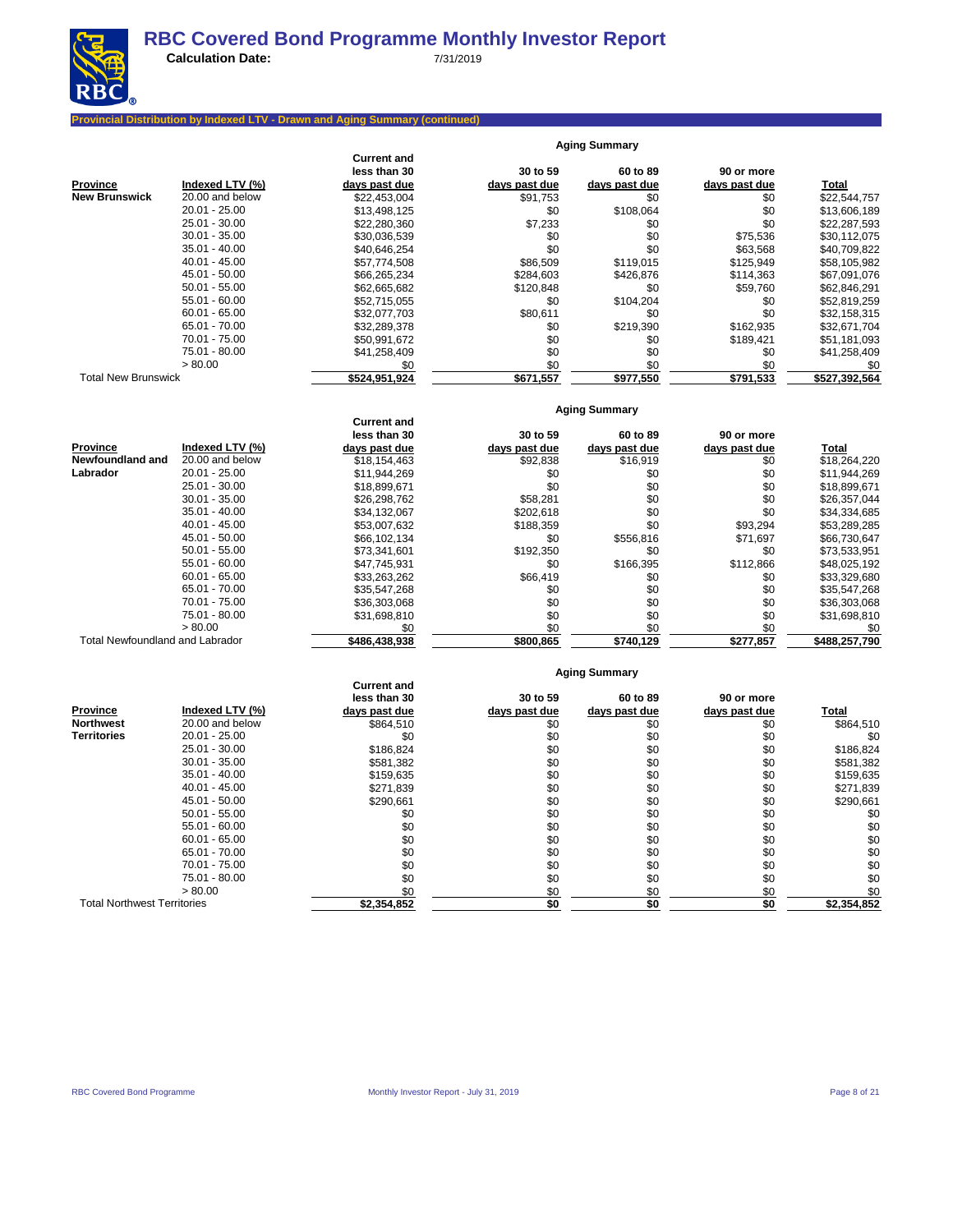# RBC Covered Bond Programme Monthly Investor Report

**Calculation Date:** 7/31/2019

**Provincial Distribution by Indexed LTV - Drawn and Aging Summary (continued)**

| Province | Indexed LTV (%) | Aging Summary | | | | |
|---|---|---|---|---|---|---|
| | | Current and less than 30 days past due | 30 to 59 days past due | 60 to 89 days past due | 90 or more days past due | Total |
| **New Brunswick** | 20.00 and below | $22,453,004 | $91,753 | $0 | $0 | $22,544,757 |
| | 20.01 - 25.00 | $13,498,125 | $0 | $108,064 | $0 | $13,606,189 |
| | 25.01 - 30.00 | $22,280,360 | $7,233 | $0 | $0 | $22,287,593 |
| | 30.01 - 35.00 | $30,036,539 | $0 | $0 | $75,536 | $30,112,075 |
| | 35.01 - 40.00 | $40,646,254 | $0 | $0 | $63,568 | $40,709,822 |
| | 40.01 - 45.00 | $57,774,508 | $86,509 | $119,015 | $125,949 | $58,105,982 |
| | 45.01 - 50.00 | $66,265,234 | $284,603 | $426,876 | $114,363 | $67,091,076 |
| | 50.01 - 55.00 | $62,665,682 | $120,848 | $0 | $59,760 | $62,846,291 |
| | 55.01 - 60.00 | $52,715,055 | $0 | $104,204 | $0 | $52,819,259 |
| | 60.01 - 65.00 | $32,077,703 | $80,611 | $0 | $0 | $32,158,315 |
| | 65.01 - 70.00 | $32,289,378 | $0 | $219,390 | $162,935 | $32,671,704 |
| | 70.01 - 75.00 | $50,991,672 | $0 | $0 | $189,421 | $51,181,093 |
| | 75.01 - 80.00 | $41,258,409 | $0 | $0 | $0 | $41,258,409 |
| | > 80.00 | $0 | $0 | $0 | $0 | $0 |
| Total New Brunswick | | **$524,951,924** | **$671,557** | **$977,550** | **$791,533** | **$527,392,564** |

| Province | Indexed LTV (%) | Aging Summary | | | | |
|---|---|---|---|---|---|---|
| | | Current and less than 30 days past due | 30 to 59 days past due | 60 to 89 days past due | 90 or more days past due | Total |
| **Newfoundland and Labrador** | 20.00 and below | $18,154,463 | $92,838 | $16,919 | $0 | $18,264,220 |
| | 20.01 - 25.00 | $11,944,269 | $0 | $0 | $0 | $11,944,269 |
| | 25.01 - 30.00 | $18,899,671 | $0 | $0 | $0 | $18,899,671 |
| | 30.01 - 35.00 | $26,298,762 | $58,281 | $0 | $0 | $26,357,044 |
| | 35.01 - 40.00 | $34,132,067 | $202,618 | $0 | $0 | $34,334,685 |
| | 40.01 - 45.00 | $53,007,632 | $188,359 | $0 | $93,294 | $53,289,285 |
| | 45.01 - 50.00 | $66,102,134 | $0 | $556,816 | $71,697 | $66,730,647 |
| | 50.01 - 55.00 | $73,341,601 | $192,350 | $0 | $0 | $73,533,951 |
| | 55.01 - 60.00 | $47,745,931 | $0 | $166,395 | $112,866 | $48,025,192 |
| | 60.01 - 65.00 | $33,263,262 | $66,419 | $0 | $0 | $33,329,680 |
| | 65.01 - 70.00 | $35,547,268 | $0 | $0 | $0 | $35,547,268 |
| | 70.01 - 75.00 | $36,303,068 | $0 | $0 | $0 | $36,303,068 |
| | 75.01 - 80.00 | $31,698,810 | $0 | $0 | $0 | $31,698,810 |
| | > 80.00 | $0 | $0 | $0 | $0 | $0 |
| Total Newfoundland and Labrador | | **$486,438,938** | **$800,865** | **$740,129** | **$277,857** | **$488,257,790** |

| Province | Indexed LTV (%) | Aging Summary | | | | |
|---|---|---|---|---|---|---|
| | | Current and less than 30 days past due | 30 to 59 days past due | 60 to 89 days past due | 90 or more days past due | Total |
| **Northwest Territories** | 20.00 and below | $864,510 | $0 | $0 | $0 | $864,510 |
| | 20.01 - 25.00 | $0 | $0 | $0 | $0 | $0 |
| | 25.01 - 30.00 | $186,824 | $0 | $0 | $0 | $186,824 |
| | 30.01 - 35.00 | $581,382 | $0 | $0 | $0 | $581,382 |
| | 35.01 - 40.00 | $159,635 | $0 | $0 | $0 | $159,635 |
| | 40.01 - 45.00 | $271,839 | $0 | $0 | $0 | $271,839 |
| | 45.01 - 50.00 | $290,661 | $0 | $0 | $0 | $290,661 |
| | 50.01 - 55.00 | $0 | $0 | $0 | $0 | $0 |
| | 55.01 - 60.00 | $0 | $0 | $0 | $0 | $0 |
| | 60.01 - 65.00 | $0 | $0 | $0 | $0 | $0 |
| | 65.01 - 70.00 | $0 | $0 | $0 | $0 | $0 |
| | 70.01 - 75.00 | $0 | $0 | $0 | $0 | $0 |
| | 75.01 - 80.00 | $0 | $0 | $0 | $0 | $0 |
| | > 80.00 | $0 | $0 | $0 | $0 | $0 |
| Total Northwest Territories | | **$2,354,852** | **$0** | **$0** | **$0** | **$2,354,852** |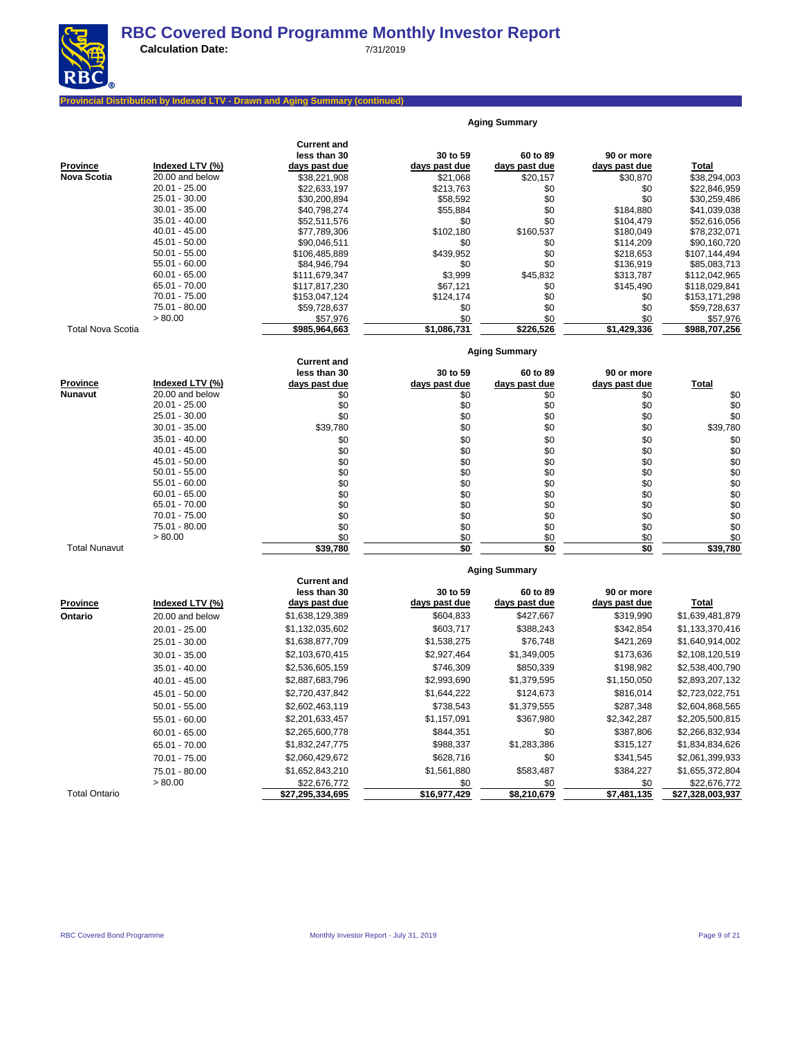# RBC Covered Bond Programme Monthly Investor Report

**Calculation Date:** 7/31/2019

**Provincial Distribution by Indexed LTV - Drawn and Aging Summary (continued)**

| | | Aging Summary | | | | |
|---|---|---|---|---|---|---|
| **Province** | **Indexed LTV (%)** | **Current and less than 30 days past due** | **30 to 59 days past due** | **60 to 89 days past due** | **90 or more days past due** | **Total** |
| **Nova Scotia** | 20.00 and below | $38,221,908 | $21,068 | $20,157 | $30,870 | $38,294,003 |
| | 20.01 - 25.00 | $22,633,197 | $213,763 | $0 | $0 | $22,846,959 |
| | 25.01 - 30.00 | $30,200,894 | $58,592 | $0 | $0 | $30,259,486 |
| | 30.01 - 35.00 | $40,798,274 | $55,884 | $0 | $184,880 | $41,039,038 |
| | 35.01 - 40.00 | $52,511,576 | $0 | $0 | $104,479 | $52,616,056 |
| | 40.01 - 45.00 | $77,789,306 | $102,180 | $160,537 | $180,049 | $78,232,071 |
| | 45.01 - 50.00 | $90,046,511 | $0 | $0 | $114,209 | $90,160,720 |
| | 50.01 - 55.00 | $106,485,889 | $439,952 | $0 | $218,653 | $107,144,494 |
| | 55.01 - 60.00 | $84,946,794 | $0 | $0 | $136,919 | $85,083,713 |
| | 60.01 - 65.00 | $111,679,347 | $3,999 | $45,832 | $313,787 | $112,042,965 |
| | 65.01 - 70.00 | $117,817,230 | $67,121 | $0 | $145,490 | $118,029,841 |
| | 70.01 - 75.00 | $153,047,124 | $124,174 | $0 | $0 | $153,171,298 |
| | 75.01 - 80.00 | $59,728,637 | $0 | $0 | $0 | $59,728,637 |
| | > 80.00 | $57,976 | $0 | $0 | $0 | $57,976 |
| Total Nova Scotia | | $985,964,663 | $1,086,731 | $226,526 | $1,429,336 | $988,707,256 |

| | | Aging Summary | | | | |
|---|---|---|---|---|---|---|
| **Province** | **Indexed LTV (%)** | **Current and less than 30 days past due** | **30 to 59 days past due** | **60 to 89 days past due** | **90 or more days past due** | **Total** |
| **Nunavut** | 20.00 and below | $0 | $0 | $0 | $0 | $0 |
| | 20.01 - 25.00 | $0 | $0 | $0 | $0 | $0 |
| | 25.01 - 30.00 | $0 | $0 | $0 | $0 | $0 |
| | 30.01 - 35.00 | $39,780 | $0 | $0 | $0 | $39,780 |
| | 35.01 - 40.00 | $0 | $0 | $0 | $0 | $0 |
| | 40.01 - 45.00 | $0 | $0 | $0 | $0 | $0 |
| | 45.01 - 50.00 | $0 | $0 | $0 | $0 | $0 |
| | 50.01 - 55.00 | $0 | $0 | $0 | $0 | $0 |
| | 55.01 - 60.00 | $0 | $0 | $0 | $0 | $0 |
| | 60.01 - 65.00 | $0 | $0 | $0 | $0 | $0 |
| | 65.01 - 70.00 | $0 | $0 | $0 | $0 | $0 |
| | 70.01 - 75.00 | $0 | $0 | $0 | $0 | $0 |
| | 75.01 - 80.00 | $0 | $0 | $0 | $0 | $0 |
| | > 80.00 | $0 | $0 | $0 | $0 | $0 |
| Total Nunavut | | $39,780 | $0 | $0 | $0 | $39,780 |

| | | Aging Summary | | | | |
|---|---|---|---|---|---|---|
| **Province** | **Indexed LTV (%)** | **Current and less than 30 days past due** | **30 to 59 days past due** | **60 to 89 days past due** | **90 or more days past due** | **Total** |
| **Ontario** | 20.00 and below | $1,638,129,389 | $604,833 | $427,667 | $319,990 | $1,639,481,879 |
| | 20.01 - 25.00 | $1,132,035,602 | $603,717 | $388,243 | $342,854 | $1,133,370,416 |
| | 25.01 - 30.00 | $1,638,877,709 | $1,538,275 | $76,748 | $421,269 | $1,640,914,002 |
| | 30.01 - 35.00 | $2,103,670,415 | $2,927,464 | $1,349,005 | $173,636 | $2,108,120,519 |
| | 35.01 - 40.00 | $2,536,605,159 | $746,309 | $850,339 | $198,982 | $2,538,400,790 |
| | 40.01 - 45.00 | $2,887,683,796 | $2,993,690 | $1,379,595 | $1,150,050 | $2,893,207,132 |
| | 45.01 - 50.00 | $2,720,437,842 | $1,644,222 | $124,673 | $816,014 | $2,723,022,751 |
| | 50.01 - 55.00 | $2,602,463,119 | $738,543 | $1,379,555 | $287,348 | $2,604,868,565 |
| | 55.01 - 60.00 | $2,201,633,457 | $1,157,091 | $367,980 | $2,342,287 | $2,205,500,815 |
| | 60.01 - 65.00 | $2,265,600,778 | $844,351 | $0 | $387,806 | $2,266,832,934 |
| | 65.01 - 70.00 | $1,832,247,775 | $988,337 | $1,283,386 | $315,127 | $1,834,834,626 |
| | 70.01 - 75.00 | $2,060,429,672 | $628,716 | $0 | $341,545 | $2,061,399,933 |
| | 75.01 - 80.00 | $1,652,843,210 | $1,561,880 | $583,487 | $384,227 | $1,655,372,804 |
| | > 80.00 | $22,676,772 | $0 | $0 | $0 | $22,676,772 |
| Total Ontario | | $27,295,334,695 | $16,977,429 | $8,210,679 | $7,481,135 | $27,328,003,937 |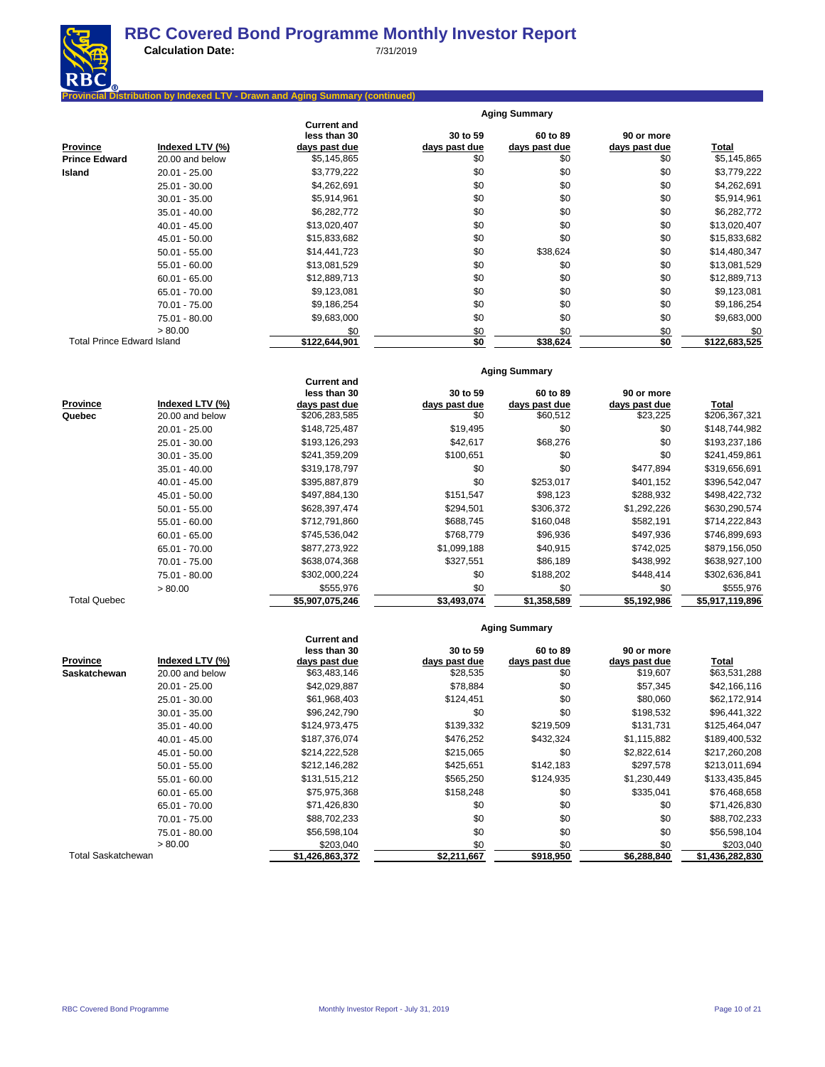# RBC Covered Bond Programme Monthly Investor Report

**Calculation Date:** 7/31/2019

**Provincial Distribution by Indexed LTV - Drawn and Aging Summary (continued)**

| | | Aging Summary | | | | |
|---|---|---|---|---|---|---|
| **Province** | **Indexed LTV (%)** | **Current and less than 30 days past due** | **30 to 59 days past due** | **60 to 89 days past due** | **90 or more days past due** | **Total** |
| **Prince Edward Island** | 20.00 and below | $5,145,865 | $0 | $0 | $0 | $5,145,865 |
| | 20.01 - 25.00 | $3,779,222 | $0 | $0 | $0 | $3,779,222 |
| | 25.01 - 30.00 | $4,262,691 | $0 | $0 | $0 | $4,262,691 |
| | 30.01 - 35.00 | $5,914,961 | $0 | $0 | $0 | $5,914,961 |
| | 35.01 - 40.00 | $6,282,772 | $0 | $0 | $0 | $6,282,772 |
| | 40.01 - 45.00 | $13,020,407 | $0 | $0 | $0 | $13,020,407 |
| | 45.01 - 50.00 | $15,833,682 | $0 | $0 | $0 | $15,833,682 |
| | 50.01 - 55.00 | $14,441,723 | $0 | $38,624 | $0 | $14,480,347 |
| | 55.01 - 60.00 | $13,081,529 | $0 | $0 | $0 | $13,081,529 |
| | 60.01 - 65.00 | $12,889,713 | $0 | $0 | $0 | $12,889,713 |
| | 65.01 - 70.00 | $9,123,081 | $0 | $0 | $0 | $9,123,081 |
| | 70.01 - 75.00 | $9,186,254 | $0 | $0 | $0 | $9,186,254 |
| | 75.01 - 80.00 | $9,683,000 | $0 | $0 | $0 | $9,683,000 |
| | > 80.00 | $0 | $0 | $0 | $0 | $0 |
| Total Prince Edward Island | | **$122,644,901** | **$0** | **$38,624** | **$0** | **$122,683,525** |

| | | Aging Summary | | | | |
|---|---|---|---|---|---|---|
| **Province** | **Indexed LTV (%)** | **Current and less than 30 days past due** | **30 to 59 days past due** | **60 to 89 days past due** | **90 or more days past due** | **Total** |
| **Quebec** | 20.00 and below | $206,283,585 | $0 | $60,512 | $23,225 | $206,367,321 |
| | 20.01 - 25.00 | $148,725,487 | $19,495 | $0 | $0 | $148,744,982 |
| | 25.01 - 30.00 | $193,126,293 | $42,617 | $68,276 | $0 | $193,237,186 |
| | 30.01 - 35.00 | $241,359,209 | $100,651 | $0 | $0 | $241,459,861 |
| | 35.01 - 40.00 | $319,178,797 | $0 | $0 | $477,894 | $319,656,691 |
| | 40.01 - 45.00 | $395,887,879 | $0 | $253,017 | $401,152 | $396,542,047 |
| | 45.01 - 50.00 | $497,884,130 | $151,547 | $98,123 | $288,932 | $498,422,732 |
| | 50.01 - 55.00 | $628,397,474 | $294,501 | $306,372 | $1,292,226 | $630,290,574 |
| | 55.01 - 60.00 | $712,791,860 | $688,745 | $160,048 | $582,191 | $714,222,843 |
| | 60.01 - 65.00 | $745,536,042 | $768,779 | $96,936 | $497,936 | $746,899,693 |
| | 65.01 - 70.00 | $877,273,922 | $1,099,188 | $40,915 | $742,025 | $879,156,050 |
| | 70.01 - 75.00 | $638,074,368 | $327,551 | $86,189 | $438,992 | $638,927,100 |
| | 75.01 - 80.00 | $302,000,224 | $0 | $188,202 | $448,414 | $302,636,841 |
| | > 80.00 | $555,976 | $0 | $0 | $0 | $555,976 |
| Total Quebec | | **$5,907,075,246** | **$3,493,074** | **$1,358,589** | **$5,192,986** | **$5,917,119,896** |

| | | Aging Summary | | | | |
|---|---|---|---|---|---|---|
| **Province** | **Indexed LTV (%)** | **Current and less than 30 days past due** | **30 to 59 days past due** | **60 to 89 days past due** | **90 or more days past due** | **Total** |
| **Saskatchewan** | 20.00 and below | $63,483,146 | $28,535 | $0 | $19,607 | $63,531,288 |
| | 20.01 - 25.00 | $42,029,887 | $78,884 | $0 | $57,345 | $42,166,116 |
| | 25.01 - 30.00 | $61,968,403 | $124,451 | $0 | $80,060 | $62,172,914 |
| | 30.01 - 35.00 | $96,242,790 | $0 | $0 | $198,532 | $96,441,322 |
| | 35.01 - 40.00 | $124,973,475 | $139,332 | $219,509 | $131,731 | $125,464,047 |
| | 40.01 - 45.00 | $187,376,074 | $476,252 | $432,324 | $1,115,882 | $189,400,532 |
| | 45.01 - 50.00 | $214,222,528 | $215,065 | $0 | $2,822,614 | $217,260,208 |
| | 50.01 - 55.00 | $212,146,282 | $425,651 | $142,183 | $297,578 | $213,011,694 |
| | 55.01 - 60.00 | $131,515,212 | $565,250 | $124,935 | $1,230,449 | $133,435,845 |
| | 60.01 - 65.00 | $75,975,368 | $158,248 | $0 | $335,041 | $76,468,658 |
| | 65.01 - 70.00 | $71,426,830 | $0 | $0 | $0 | $71,426,830 |
| | 70.01 - 75.00 | $88,702,233 | $0 | $0 | $0 | $88,702,233 |
| | 75.01 - 80.00 | $56,598,104 | $0 | $0 | $0 | $56,598,104 |
| | > 80.00 | $203,040 | $0 | $0 | $0 | $203,040 |
| Total Saskatchewan | | **$1,426,863,372** | **$2,211,667** | **$918,950** | **$6,288,840** | **$1,436,282,830** |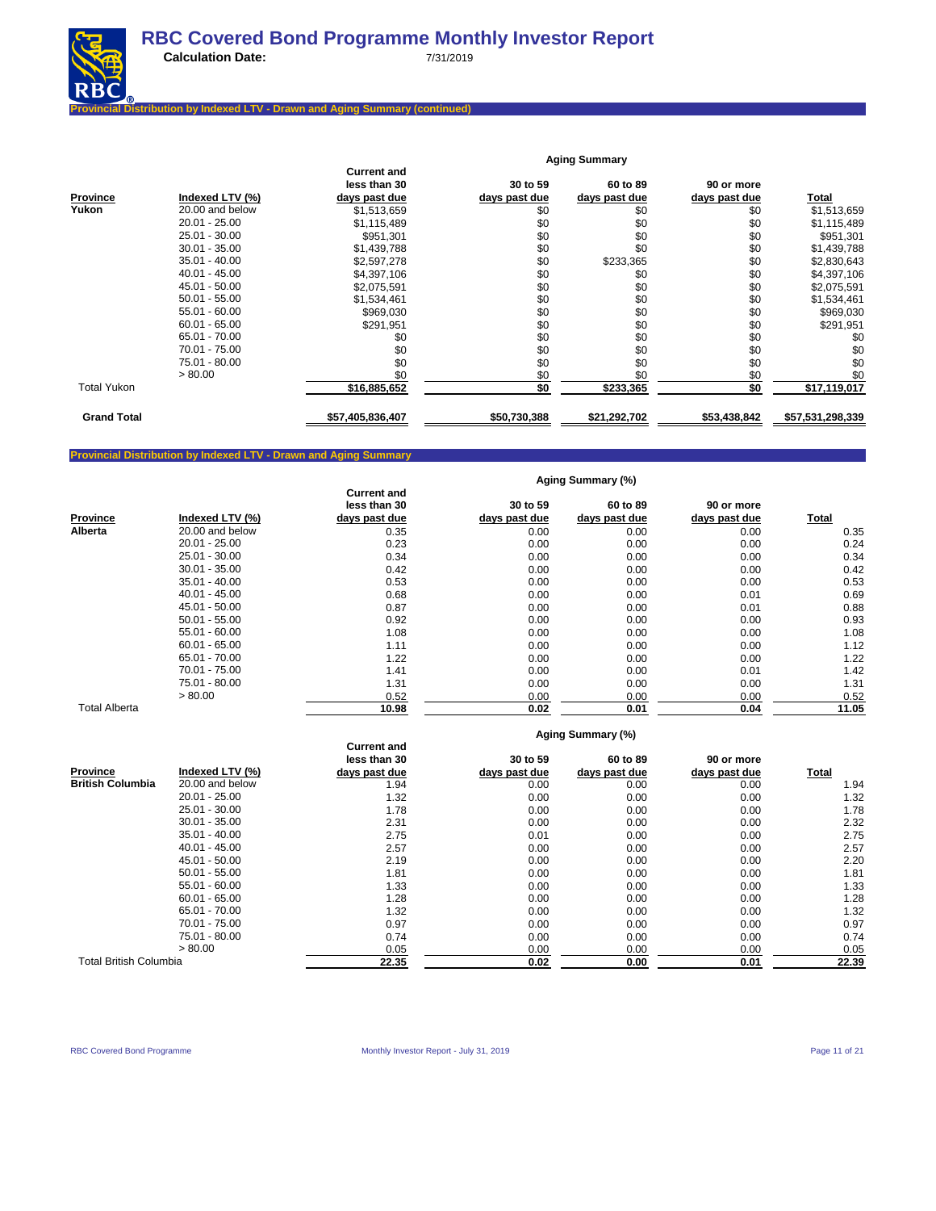# RBC Covered Bond Programme Monthly Investor Report

**Calculation Date:** 7/31/2019

## Provincial Distribution by Indexed LTV - Drawn and Aging Summary (continued)

| Province | Indexed LTV (%) | Aging Summary: Current and less than 30 days past due | 30 to 59 days past due | 60 to 89 days past due | 90 or more days past due | Total |
|---|---|---|---|---|---|---|
| **Yukon** | 20.00 and below | $1,513,659 | $0 | $0 | $0 | $1,513,659 |
| | 20.01 - 25.00 | $1,115,489 | $0 | $0 | $0 | $1,115,489 |
| | 25.01 - 30.00 | $951,301 | $0 | $0 | $0 | $951,301 |
| | 30.01 - 35.00 | $1,439,788 | $0 | $0 | $0 | $1,439,788 |
| | 35.01 - 40.00 | $2,597,278 | $0 | $233,365 | $0 | $2,830,643 |
| | 40.01 - 45.00 | $4,397,106 | $0 | $0 | $0 | $4,397,106 |
| | 45.01 - 50.00 | $2,075,591 | $0 | $0 | $0 | $2,075,591 |
| | 50.01 - 55.00 | $1,534,461 | $0 | $0 | $0 | $1,534,461 |
| | 55.01 - 60.00 | $969,030 | $0 | $0 | $0 | $969,030 |
| | 60.01 - 65.00 | $291,951 | $0 | $0 | $0 | $291,951 |
| | 65.01 - 70.00 | $0 | $0 | $0 | $0 | $0 |
| | 70.01 - 75.00 | $0 | $0 | $0 | $0 | $0 |
| | 75.01 - 80.00 | $0 | $0 | $0 | $0 | $0 |
| | > 80.00 | $0 | $0 | $0 | $0 | $0 |
| Total Yukon | | **$16,885,652** | **$0** | **$233,365** | **$0** | **$17,119,017** |
| **Grand Total** | | **$57,405,836,407** | **$50,730,388** | **$21,292,702** | **$53,438,842** | **$57,531,298,339** |

## Provincial Distribution by Indexed LTV - Drawn and Aging Summary

| Province | Indexed LTV (%) | Aging Summary (%): Current and less than 30 days past due | 30 to 59 days past due | 60 to 89 days past due | 90 or more days past due | Total |
|---|---|---|---|---|---|---|
| **Alberta** | 20.00 and below | 0.35 | 0.00 | 0.00 | 0.00 | 0.35 |
| | 20.01 - 25.00 | 0.23 | 0.00 | 0.00 | 0.00 | 0.24 |
| | 25.01 - 30.00 | 0.34 | 0.00 | 0.00 | 0.00 | 0.34 |
| | 30.01 - 35.00 | 0.42 | 0.00 | 0.00 | 0.00 | 0.42 |
| | 35.01 - 40.00 | 0.53 | 0.00 | 0.00 | 0.00 | 0.53 |
| | 40.01 - 45.00 | 0.68 | 0.00 | 0.00 | 0.01 | 0.69 |
| | 45.01 - 50.00 | 0.87 | 0.00 | 0.00 | 0.01 | 0.88 |
| | 50.01 - 55.00 | 0.92 | 0.00 | 0.00 | 0.00 | 0.93 |
| | 55.01 - 60.00 | 1.08 | 0.00 | 0.00 | 0.00 | 1.08 |
| | 60.01 - 65.00 | 1.11 | 0.00 | 0.00 | 0.00 | 1.12 |
| | 65.01 - 70.00 | 1.22 | 0.00 | 0.00 | 0.00 | 1.22 |
| | 70.01 - 75.00 | 1.41 | 0.00 | 0.00 | 0.01 | 1.42 |
| | 75.01 - 80.00 | 1.31 | 0.00 | 0.00 | 0.00 | 1.31 |
| | > 80.00 | 0.52 | 0.00 | 0.00 | 0.00 | 0.52 |
| Total Alberta | | **10.98** | **0.02** | **0.01** | **0.04** | **11.05** |

| Province | Indexed LTV (%) | Aging Summary (%): Current and less than 30 days past due | 30 to 59 days past due | 60 to 89 days past due | 90 or more days past due | Total |
|---|---|---|---|---|---|---|
| **British Columbia** | 20.00 and below | 1.94 | 0.00 | 0.00 | 0.00 | 1.94 |
| | 20.01 - 25.00 | 1.32 | 0.00 | 0.00 | 0.00 | 1.32 |
| | 25.01 - 30.00 | 1.78 | 0.00 | 0.00 | 0.00 | 1.78 |
| | 30.01 - 35.00 | 2.31 | 0.00 | 0.00 | 0.00 | 2.32 |
| | 35.01 - 40.00 | 2.75 | 0.01 | 0.00 | 0.00 | 2.75 |
| | 40.01 - 45.00 | 2.57 | 0.00 | 0.00 | 0.00 | 2.57 |
| | 45.01 - 50.00 | 2.19 | 0.00 | 0.00 | 0.00 | 2.20 |
| | 50.01 - 55.00 | 1.81 | 0.00 | 0.00 | 0.00 | 1.81 |
| | 55.01 - 60.00 | 1.33 | 0.00 | 0.00 | 0.00 | 1.33 |
| | 60.01 - 65.00 | 1.28 | 0.00 | 0.00 | 0.00 | 1.28 |
| | 65.01 - 70.00 | 1.32 | 0.00 | 0.00 | 0.00 | 1.32 |
| | 70.01 - 75.00 | 0.97 | 0.00 | 0.00 | 0.00 | 0.97 |
| | 75.01 - 80.00 | 0.74 | 0.00 | 0.00 | 0.00 | 0.74 |
| | > 80.00 | 0.05 | 0.00 | 0.00 | 0.00 | 0.05 |
| Total British Columbia | | **22.35** | **0.02** | **0.00** | **0.01** | **22.39** |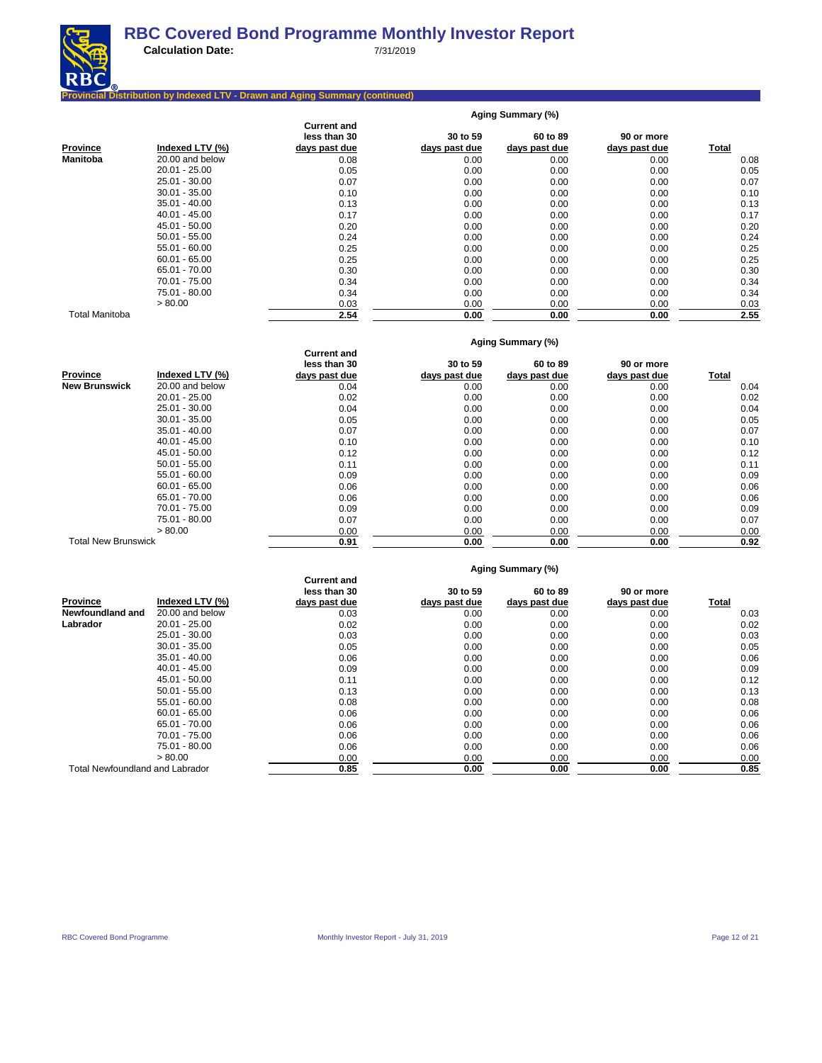# RBC Covered Bond Programme Monthly Investor Report

**Calculation Date:** 7/31/2019

## Provincial Distribution by Indexed LTV - Drawn and Aging Summary (continued)

| Province | Indexed LTV (%) | Current and less than 30 days past due | 30 to 59 days past due | 60 to 89 days past due | 90 or more days past due | Total |
|---|---|---|---|---|---|---|
| | | **Aging Summary (%)** | | | | |
| **Manitoba** | 20.00 and below | 0.08 | 0.00 | 0.00 | 0.00 | 0.08 |
| | 20.01 - 25.00 | 0.05 | 0.00 | 0.00 | 0.00 | 0.05 |
| | 25.01 - 30.00 | 0.07 | 0.00 | 0.00 | 0.00 | 0.07 |
| | 30.01 - 35.00 | 0.10 | 0.00 | 0.00 | 0.00 | 0.10 |
| | 35.01 - 40.00 | 0.13 | 0.00 | 0.00 | 0.00 | 0.13 |
| | 40.01 - 45.00 | 0.17 | 0.00 | 0.00 | 0.00 | 0.17 |
| | 45.01 - 50.00 | 0.20 | 0.00 | 0.00 | 0.00 | 0.20 |
| | 50.01 - 55.00 | 0.24 | 0.00 | 0.00 | 0.00 | 0.24 |
| | 55.01 - 60.00 | 0.25 | 0.00 | 0.00 | 0.00 | 0.25 |
| | 60.01 - 65.00 | 0.25 | 0.00 | 0.00 | 0.00 | 0.25 |
| | 65.01 - 70.00 | 0.30 | 0.00 | 0.00 | 0.00 | 0.30 |
| | 70.01 - 75.00 | 0.34 | 0.00 | 0.00 | 0.00 | 0.34 |
| | 75.01 - 80.00 | 0.34 | 0.00 | 0.00 | 0.00 | 0.34 |
| | > 80.00 | 0.03 | 0.00 | 0.00 | 0.00 | 0.03 |
| Total Manitoba | | **2.54** | **0.00** | **0.00** | **0.00** | **2.55** |

| Province | Indexed LTV (%) | Current and less than 30 days past due | 30 to 59 days past due | 60 to 89 days past due | 90 or more days past due | Total |
|---|---|---|---|---|---|---|
| | | **Aging Summary (%)** | | | | |
| **New Brunswick** | 20.00 and below | 0.04 | 0.00 | 0.00 | 0.00 | 0.04 |
| | 20.01 - 25.00 | 0.02 | 0.00 | 0.00 | 0.00 | 0.02 |
| | 25.01 - 30.00 | 0.04 | 0.00 | 0.00 | 0.00 | 0.04 |
| | 30.01 - 35.00 | 0.05 | 0.00 | 0.00 | 0.00 | 0.05 |
| | 35.01 - 40.00 | 0.07 | 0.00 | 0.00 | 0.00 | 0.07 |
| | 40.01 - 45.00 | 0.10 | 0.00 | 0.00 | 0.00 | 0.10 |
| | 45.01 - 50.00 | 0.12 | 0.00 | 0.00 | 0.00 | 0.12 |
| | 50.01 - 55.00 | 0.11 | 0.00 | 0.00 | 0.00 | 0.11 |
| | 55.01 - 60.00 | 0.09 | 0.00 | 0.00 | 0.00 | 0.09 |
| | 60.01 - 65.00 | 0.06 | 0.00 | 0.00 | 0.00 | 0.06 |
| | 65.01 - 70.00 | 0.06 | 0.00 | 0.00 | 0.00 | 0.06 |
| | 70.01 - 75.00 | 0.09 | 0.00 | 0.00 | 0.00 | 0.09 |
| | 75.01 - 80.00 | 0.07 | 0.00 | 0.00 | 0.00 | 0.07 |
| | > 80.00 | 0.00 | 0.00 | 0.00 | 0.00 | 0.00 |
| Total New Brunswick | | **0.91** | **0.00** | **0.00** | **0.00** | **0.92** |

| Province | Indexed LTV (%) | Current and less than 30 days past due | 30 to 59 days past due | 60 to 89 days past due | 90 or more days past due | Total |
|---|---|---|---|---|---|---|
| | | **Aging Summary (%)** | | | | |
| **Newfoundland and Labrador** | 20.00 and below | 0.03 | 0.00 | 0.00 | 0.00 | 0.03 |
| | 20.01 - 25.00 | 0.02 | 0.00 | 0.00 | 0.00 | 0.02 |
| | 25.01 - 30.00 | 0.03 | 0.00 | 0.00 | 0.00 | 0.03 |
| | 30.01 - 35.00 | 0.05 | 0.00 | 0.00 | 0.00 | 0.05 |
| | 35.01 - 40.00 | 0.06 | 0.00 | 0.00 | 0.00 | 0.06 |
| | 40.01 - 45.00 | 0.09 | 0.00 | 0.00 | 0.00 | 0.09 |
| | 45.01 - 50.00 | 0.11 | 0.00 | 0.00 | 0.00 | 0.12 |
| | 50.01 - 55.00 | 0.13 | 0.00 | 0.00 | 0.00 | 0.13 |
| | 55.01 - 60.00 | 0.08 | 0.00 | 0.00 | 0.00 | 0.08 |
| | 60.01 - 65.00 | 0.06 | 0.00 | 0.00 | 0.00 | 0.06 |
| | 65.01 - 70.00 | 0.06 | 0.00 | 0.00 | 0.00 | 0.06 |
| | 70.01 - 75.00 | 0.06 | 0.00 | 0.00 | 0.00 | 0.06 |
| | 75.01 - 80.00 | 0.06 | 0.00 | 0.00 | 0.00 | 0.06 |
| | > 80.00 | 0.00 | 0.00 | 0.00 | 0.00 | 0.00 |
| Total Newfoundland and Labrador | | **0.85** | **0.00** | **0.00** | **0.00** | **0.85** |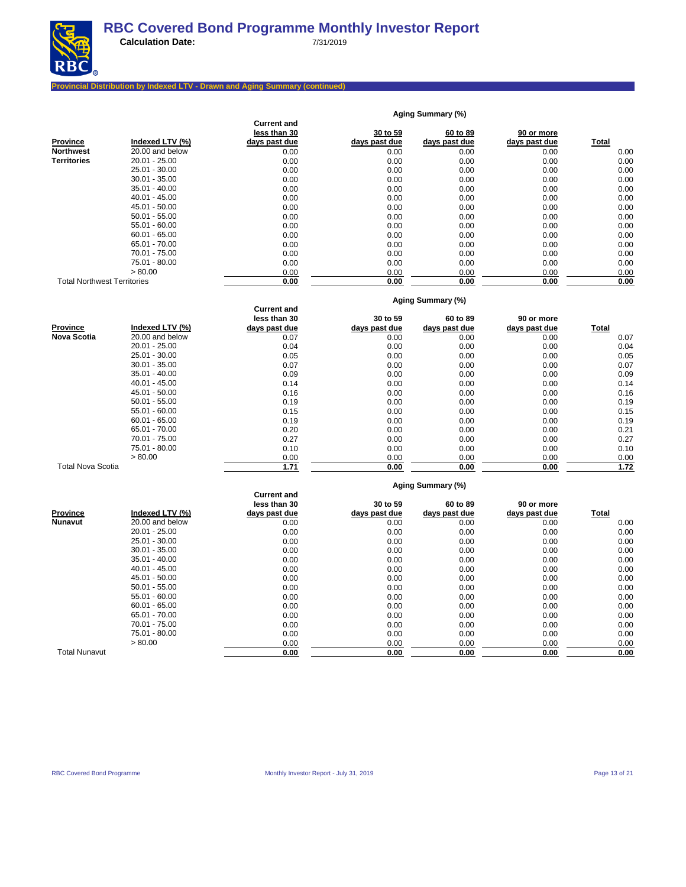# RBC Covered Bond Programme Monthly Investor Report

**Calculation Date:** 7/31/2019

## Provincial Distribution by Indexed LTV - Drawn and Aging Summary (continued)

| Province | Indexed LTV (%) | Current and less than 30 days past due | 30 to 59 days past due | 60 to 89 days past due | 90 or more days past due | Total |
|---|---|---|---|---|---|---|
| | | **Aging Summary (%)** | | | | |
| **Northwest Territories** | 20.00 and below | 0.00 | 0.00 | 0.00 | 0.00 | 0.00 |
| | 20.01 - 25.00 | 0.00 | 0.00 | 0.00 | 0.00 | 0.00 |
| | 25.01 - 30.00 | 0.00 | 0.00 | 0.00 | 0.00 | 0.00 |
| | 30.01 - 35.00 | 0.00 | 0.00 | 0.00 | 0.00 | 0.00 |
| | 35.01 - 40.00 | 0.00 | 0.00 | 0.00 | 0.00 | 0.00 |
| | 40.01 - 45.00 | 0.00 | 0.00 | 0.00 | 0.00 | 0.00 |
| | 45.01 - 50.00 | 0.00 | 0.00 | 0.00 | 0.00 | 0.00 |
| | 50.01 - 55.00 | 0.00 | 0.00 | 0.00 | 0.00 | 0.00 |
| | 55.01 - 60.00 | 0.00 | 0.00 | 0.00 | 0.00 | 0.00 |
| | 60.01 - 65.00 | 0.00 | 0.00 | 0.00 | 0.00 | 0.00 |
| | 65.01 - 70.00 | 0.00 | 0.00 | 0.00 | 0.00 | 0.00 |
| | 70.01 - 75.00 | 0.00 | 0.00 | 0.00 | 0.00 | 0.00 |
| | 75.01 - 80.00 | 0.00 | 0.00 | 0.00 | 0.00 | 0.00 |
| | > 80.00 | 0.00 | 0.00 | 0.00 | 0.00 | 0.00 |
| Total Northwest Territories | | **0.00** | **0.00** | **0.00** | **0.00** | **0.00** |

| Province | Indexed LTV (%) | Current and less than 30 days past due | 30 to 59 days past due | 60 to 89 days past due | 90 or more days past due | Total |
|---|---|---|---|---|---|---|
| | | **Aging Summary (%)** | | | | |
| **Nova Scotia** | 20.00 and below | 0.07 | 0.00 | 0.00 | 0.00 | 0.07 |
| | 20.01 - 25.00 | 0.04 | 0.00 | 0.00 | 0.00 | 0.04 |
| | 25.01 - 30.00 | 0.05 | 0.00 | 0.00 | 0.00 | 0.05 |
| | 30.01 - 35.00 | 0.07 | 0.00 | 0.00 | 0.00 | 0.07 |
| | 35.01 - 40.00 | 0.09 | 0.00 | 0.00 | 0.00 | 0.09 |
| | 40.01 - 45.00 | 0.14 | 0.00 | 0.00 | 0.00 | 0.14 |
| | 45.01 - 50.00 | 0.16 | 0.00 | 0.00 | 0.00 | 0.16 |
| | 50.01 - 55.00 | 0.19 | 0.00 | 0.00 | 0.00 | 0.19 |
| | 55.01 - 60.00 | 0.15 | 0.00 | 0.00 | 0.00 | 0.15 |
| | 60.01 - 65.00 | 0.19 | 0.00 | 0.00 | 0.00 | 0.19 |
| | 65.01 - 70.00 | 0.20 | 0.00 | 0.00 | 0.00 | 0.21 |
| | 70.01 - 75.00 | 0.27 | 0.00 | 0.00 | 0.00 | 0.27 |
| | 75.01 - 80.00 | 0.10 | 0.00 | 0.00 | 0.00 | 0.10 |
| | > 80.00 | 0.00 | 0.00 | 0.00 | 0.00 | 0.00 |
| Total Nova Scotia | | **1.71** | **0.00** | **0.00** | **0.00** | **1.72** |

| Province | Indexed LTV (%) | Current and less than 30 days past due | 30 to 59 days past due | 60 to 89 days past due | 90 or more days past due | Total |
|---|---|---|---|---|---|---|
| | | **Aging Summary (%)** | | | | |
| **Nunavut** | 20.00 and below | 0.00 | 0.00 | 0.00 | 0.00 | 0.00 |
| | 20.01 - 25.00 | 0.00 | 0.00 | 0.00 | 0.00 | 0.00 |
| | 25.01 - 30.00 | 0.00 | 0.00 | 0.00 | 0.00 | 0.00 |
| | 30.01 - 35.00 | 0.00 | 0.00 | 0.00 | 0.00 | 0.00 |
| | 35.01 - 40.00 | 0.00 | 0.00 | 0.00 | 0.00 | 0.00 |
| | 40.01 - 45.00 | 0.00 | 0.00 | 0.00 | 0.00 | 0.00 |
| | 45.01 - 50.00 | 0.00 | 0.00 | 0.00 | 0.00 | 0.00 |
| | 50.01 - 55.00 | 0.00 | 0.00 | 0.00 | 0.00 | 0.00 |
| | 55.01 - 60.00 | 0.00 | 0.00 | 0.00 | 0.00 | 0.00 |
| | 60.01 - 65.00 | 0.00 | 0.00 | 0.00 | 0.00 | 0.00 |
| | 65.01 - 70.00 | 0.00 | 0.00 | 0.00 | 0.00 | 0.00 |
| | 70.01 - 75.00 | 0.00 | 0.00 | 0.00 | 0.00 | 0.00 |
| | 75.01 - 80.00 | 0.00 | 0.00 | 0.00 | 0.00 | 0.00 |
| | > 80.00 | 0.00 | 0.00 | 0.00 | 0.00 | 0.00 |
| Total Nunavut | | **0.00** | **0.00** | **0.00** | **0.00** | **0.00** |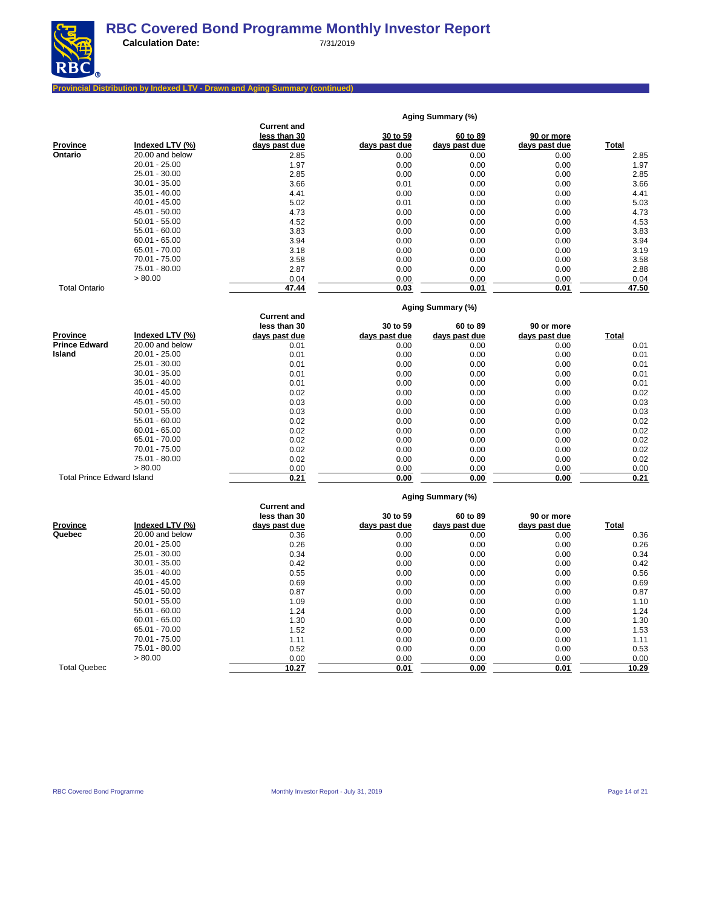# RBC Covered Bond Programme Monthly Investor Report

**Calculation Date:** 7/31/2019

**Provincial Distribution by Indexed LTV - Drawn and Aging Summary (continued)**

| | | Aging Summary (%) | | | | |
|---|---|---|---|---|---|---|
| **Province** | **Indexed LTV (%)** | **Current and less than 30 days past due** | **30 to 59 days past due** | **60 to 89 days past due** | **90 or more days past due** | **Total** |
| **Ontario** | 20.00 and below | 2.85 | 0.00 | 0.00 | 0.00 | 2.85 |
| | 20.01 - 25.00 | 1.97 | 0.00 | 0.00 | 0.00 | 1.97 |
| | 25.01 - 30.00 | 2.85 | 0.00 | 0.00 | 0.00 | 2.85 |
| | 30.01 - 35.00 | 3.66 | 0.01 | 0.00 | 0.00 | 3.66 |
| | 35.01 - 40.00 | 4.41 | 0.00 | 0.00 | 0.00 | 4.41 |
| | 40.01 - 45.00 | 5.02 | 0.01 | 0.00 | 0.00 | 5.03 |
| | 45.01 - 50.00 | 4.73 | 0.00 | 0.00 | 0.00 | 4.73 |
| | 50.01 - 55.00 | 4.52 | 0.00 | 0.00 | 0.00 | 4.53 |
| | 55.01 - 60.00 | 3.83 | 0.00 | 0.00 | 0.00 | 3.83 |
| | 60.01 - 65.00 | 3.94 | 0.00 | 0.00 | 0.00 | 3.94 |
| | 65.01 - 70.00 | 3.18 | 0.00 | 0.00 | 0.00 | 3.19 |
| | 70.01 - 75.00 | 3.58 | 0.00 | 0.00 | 0.00 | 3.58 |
| | 75.01 - 80.00 | 2.87 | 0.00 | 0.00 | 0.00 | 2.88 |
| | > 80.00 | 0.04 | 0.00 | 0.00 | 0.00 | 0.04 |
| Total Ontario | | **47.44** | **0.03** | **0.01** | **0.01** | **47.50** |

| | | Aging Summary (%) | | | | |
|---|---|---|---|---|---|---|
| **Province** | **Indexed LTV (%)** | **Current and less than 30 days past due** | **30 to 59 days past due** | **60 to 89 days past due** | **90 or more days past due** | **Total** |
| **Prince Edward Island** | 20.00 and below | 0.01 | 0.00 | 0.00 | 0.00 | 0.01 |
| | 20.01 - 25.00 | 0.01 | 0.00 | 0.00 | 0.00 | 0.01 |
| | 25.01 - 30.00 | 0.01 | 0.00 | 0.00 | 0.00 | 0.01 |
| | 30.01 - 35.00 | 0.01 | 0.00 | 0.00 | 0.00 | 0.01 |
| | 35.01 - 40.00 | 0.01 | 0.00 | 0.00 | 0.00 | 0.01 |
| | 40.01 - 45.00 | 0.02 | 0.00 | 0.00 | 0.00 | 0.02 |
| | 45.01 - 50.00 | 0.03 | 0.00 | 0.00 | 0.00 | 0.03 |
| | 50.01 - 55.00 | 0.03 | 0.00 | 0.00 | 0.00 | 0.03 |
| | 55.01 - 60.00 | 0.02 | 0.00 | 0.00 | 0.00 | 0.02 |
| | 60.01 - 65.00 | 0.02 | 0.00 | 0.00 | 0.00 | 0.02 |
| | 65.01 - 70.00 | 0.02 | 0.00 | 0.00 | 0.00 | 0.02 |
| | 70.01 - 75.00 | 0.02 | 0.00 | 0.00 | 0.00 | 0.02 |
| | 75.01 - 80.00 | 0.02 | 0.00 | 0.00 | 0.00 | 0.02 |
| | > 80.00 | 0.00 | 0.00 | 0.00 | 0.00 | 0.00 |
| Total Prince Edward Island | | **0.21** | **0.00** | **0.00** | **0.00** | **0.21** |

| | | Aging Summary (%) | | | | |
|---|---|---|---|---|---|---|
| **Province** | **Indexed LTV (%)** | **Current and less than 30 days past due** | **30 to 59 days past due** | **60 to 89 days past due** | **90 or more days past due** | **Total** |
| **Quebec** | 20.00 and below | 0.36 | 0.00 | 0.00 | 0.00 | 0.36 |
| | 20.01 - 25.00 | 0.26 | 0.00 | 0.00 | 0.00 | 0.26 |
| | 25.01 - 30.00 | 0.34 | 0.00 | 0.00 | 0.00 | 0.34 |
| | 30.01 - 35.00 | 0.42 | 0.00 | 0.00 | 0.00 | 0.42 |
| | 35.01 - 40.00 | 0.55 | 0.00 | 0.00 | 0.00 | 0.56 |
| | 40.01 - 45.00 | 0.69 | 0.00 | 0.00 | 0.00 | 0.69 |
| | 45.01 - 50.00 | 0.87 | 0.00 | 0.00 | 0.00 | 0.87 |
| | 50.01 - 55.00 | 1.09 | 0.00 | 0.00 | 0.00 | 1.10 |
| | 55.01 - 60.00 | 1.24 | 0.00 | 0.00 | 0.00 | 1.24 |
| | 60.01 - 65.00 | 1.30 | 0.00 | 0.00 | 0.00 | 1.30 |
| | 65.01 - 70.00 | 1.52 | 0.00 | 0.00 | 0.00 | 1.53 |
| | 70.01 - 75.00 | 1.11 | 0.00 | 0.00 | 0.00 | 1.11 |
| | 75.01 - 80.00 | 0.52 | 0.00 | 0.00 | 0.00 | 0.53 |
| | > 80.00 | 0.00 | 0.00 | 0.00 | 0.00 | 0.00 |
| Total Quebec | | **10.27** | **0.01** | **0.00** | **0.01** | **10.29** |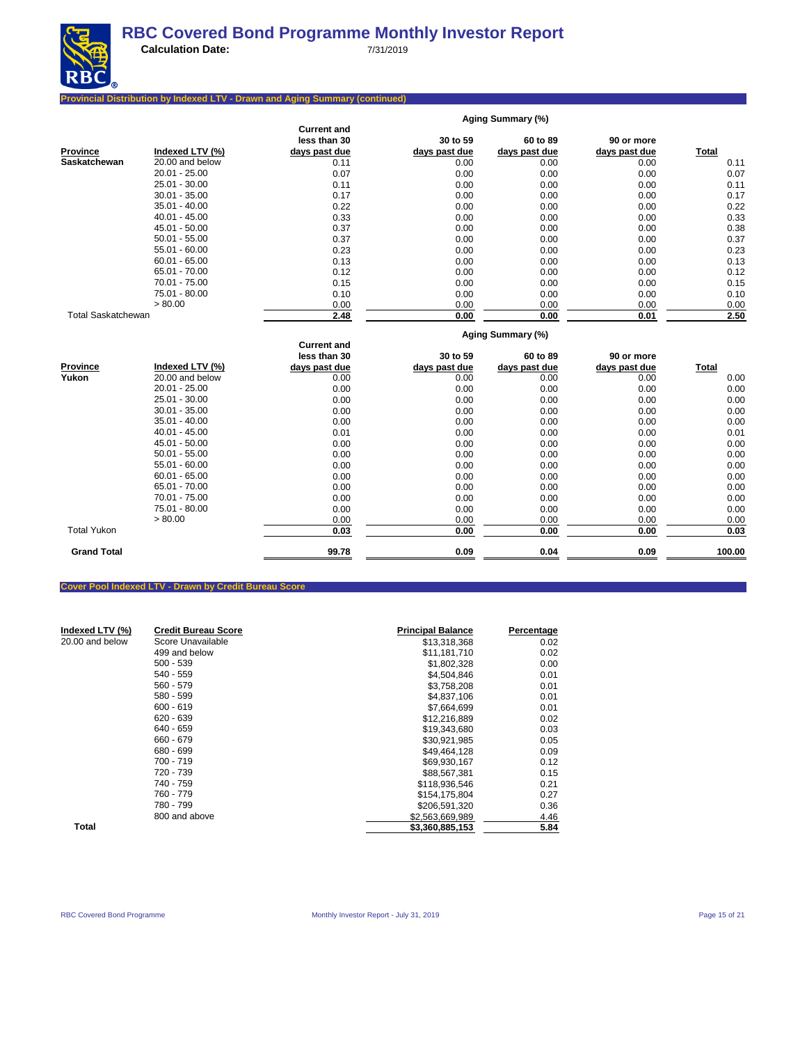## Provincial Distribution by Indexed LTV - Drawn and Aging Summary (continued)

| Province | Indexed LTV (%) | Current and less than 30 days past due | 30 to 59 days past due | 60 to 89 days past due | 90 or more days past due | Total |
|---|---|---|---|---|---|---|
| | | Aging Summary (%) | | | | |
| **Saskatchewan** | 20.00 and below | 0.11 | 0.00 | 0.00 | 0.00 | 0.11 |
| | 20.01 - 25.00 | 0.07 | 0.00 | 0.00 | 0.00 | 0.07 |
| | 25.01 - 30.00 | 0.11 | 0.00 | 0.00 | 0.00 | 0.11 |
| | 30.01 - 35.00 | 0.17 | 0.00 | 0.00 | 0.00 | 0.17 |
| | 35.01 - 40.00 | 0.22 | 0.00 | 0.00 | 0.00 | 0.22 |
| | 40.01 - 45.00 | 0.33 | 0.00 | 0.00 | 0.00 | 0.33 |
| | 45.01 - 50.00 | 0.37 | 0.00 | 0.00 | 0.00 | 0.38 |
| | 50.01 - 55.00 | 0.37 | 0.00 | 0.00 | 0.00 | 0.37 |
| | 55.01 - 60.00 | 0.23 | 0.00 | 0.00 | 0.00 | 0.23 |
| | 60.01 - 65.00 | 0.13 | 0.00 | 0.00 | 0.00 | 0.13 |
| | 65.01 - 70.00 | 0.12 | 0.00 | 0.00 | 0.00 | 0.12 |
| | 70.01 - 75.00 | 0.15 | 0.00 | 0.00 | 0.00 | 0.15 |
| | 75.01 - 80.00 | 0.10 | 0.00 | 0.00 | 0.00 | 0.10 |
| | > 80.00 | 0.00 | 0.00 | 0.00 | 0.00 | 0.00 |
| Total Saskatchewan | | **2.48** | **0.00** | **0.00** | **0.01** | **2.50** |

| Province | Indexed LTV (%) | Current and less than 30 days past due | 30 to 59 days past due | 60 to 89 days past due | 90 or more days past due | Total |
|---|---|---|---|---|---|---|
| | | Aging Summary (%) | | | | |
| **Yukon** | 20.00 and below | 0.00 | 0.00 | 0.00 | 0.00 | 0.00 |
| | 20.01 - 25.00 | 0.00 | 0.00 | 0.00 | 0.00 | 0.00 |
| | 25.01 - 30.00 | 0.00 | 0.00 | 0.00 | 0.00 | 0.00 |
| | 30.01 - 35.00 | 0.00 | 0.00 | 0.00 | 0.00 | 0.00 |
| | 35.01 - 40.00 | 0.00 | 0.00 | 0.00 | 0.00 | 0.00 |
| | 40.01 - 45.00 | 0.01 | 0.00 | 0.00 | 0.00 | 0.01 |
| | 45.01 - 50.00 | 0.00 | 0.00 | 0.00 | 0.00 | 0.00 |
| | 50.01 - 55.00 | 0.00 | 0.00 | 0.00 | 0.00 | 0.00 |
| | 55.01 - 60.00 | 0.00 | 0.00 | 0.00 | 0.00 | 0.00 |
| | 60.01 - 65.00 | 0.00 | 0.00 | 0.00 | 0.00 | 0.00 |
| | 65.01 - 70.00 | 0.00 | 0.00 | 0.00 | 0.00 | 0.00 |
| | 70.01 - 75.00 | 0.00 | 0.00 | 0.00 | 0.00 | 0.00 |
| | 75.01 - 80.00 | 0.00 | 0.00 | 0.00 | 0.00 | 0.00 |
| | > 80.00 | 0.00 | 0.00 | 0.00 | 0.00 | 0.00 |
| Total Yukon | | **0.03** | **0.00** | **0.00** | **0.00** | **0.03** |
| **Grand Total** | | **99.78** | **0.09** | **0.04** | **0.09** | **100.00** |

## Cover Pool Indexed LTV - Drawn by Credit Bureau Score

| Indexed LTV (%) | Credit Bureau Score | Principal Balance | Percentage |
|---|---|---|---|
| 20.00 and below | Score Unavailable | $13,318,368 | 0.02 |
| | 499 and below | $11,181,710 | 0.02 |
| | 500 - 539 | $1,802,328 | 0.00 |
| | 540 - 559 | $4,504,846 | 0.01 |
| | 560 - 579 | $3,758,208 | 0.01 |
| | 580 - 599 | $4,837,106 | 0.01 |
| | 600 - 619 | $7,664,699 | 0.01 |
| | 620 - 639 | $12,216,889 | 0.02 |
| | 640 - 659 | $19,343,680 | 0.03 |
| | 660 - 679 | $30,921,985 | 0.05 |
| | 680 - 699 | $49,464,128 | 0.09 |
| | 700 - 719 | $69,930,167 | 0.12 |
| | 720 - 739 | $88,567,381 | 0.15 |
| | 740 - 759 | $118,936,546 | 0.21 |
| | 760 - 779 | $154,175,804 | 0.27 |
| | 780 - 799 | $206,591,320 | 0.36 |
| | 800 and above | $2,563,669,989 | 4.46 |
| **Total** | | **$3,360,885,153** | **5.84** |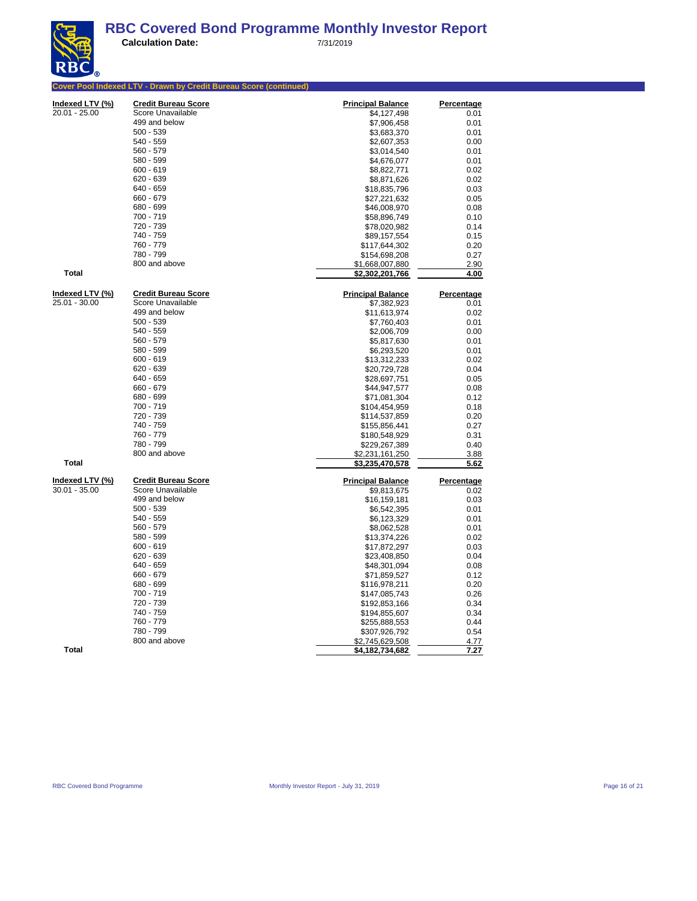# RBC Covered Bond Programme Monthly Investor Report

**Calculation Date:** 7/31/2019

## Cover Pool Indexed LTV - Drawn by Credit Bureau Score (continued)

| Indexed LTV (%) | Credit Bureau Score | Principal Balance | Percentage |
|---|---|---|---|
| 20.01 - 25.00 | Score Unavailable | $4,127,498 | 0.01 |
| | 499 and below | $7,906,458 | 0.01 |
| | 500 - 539 | $3,683,370 | 0.01 |
| | 540 - 559 | $2,607,353 | 0.00 |
| | 560 - 579 | $3,014,540 | 0.01 |
| | 580 - 599 | $4,676,077 | 0.01 |
| | 600 - 619 | $8,822,771 | 0.02 |
| | 620 - 639 | $8,871,626 | 0.02 |
| | 640 - 659 | $18,835,796 | 0.03 |
| | 660 - 679 | $27,221,632 | 0.05 |
| | 680 - 699 | $46,008,970 | 0.08 |
| | 700 - 719 | $58,896,749 | 0.10 |
| | 720 - 739 | $78,020,982 | 0.14 |
| | 740 - 759 | $89,157,554 | 0.15 |
| | 760 - 779 | $117,644,302 | 0.20 |
| | 780 - 799 | $154,698,208 | 0.27 |
| | 800 and above | $1,668,007,880 | 2.90 |
| **Total** | | **$2,302,201,766** | **4.00** |

| Indexed LTV (%) | Credit Bureau Score | Principal Balance | Percentage |
|---|---|---|---|
| 25.01 - 30.00 | Score Unavailable | $7,382,923 | 0.01 |
| | 499 and below | $11,613,974 | 0.02 |
| | 500 - 539 | $7,760,403 | 0.01 |
| | 540 - 559 | $2,006,709 | 0.00 |
| | 560 - 579 | $5,817,630 | 0.01 |
| | 580 - 599 | $6,293,520 | 0.01 |
| | 600 - 619 | $13,312,233 | 0.02 |
| | 620 - 639 | $20,729,728 | 0.04 |
| | 640 - 659 | $28,697,751 | 0.05 |
| | 660 - 679 | $44,947,577 | 0.08 |
| | 680 - 699 | $71,081,304 | 0.12 |
| | 700 - 719 | $104,454,959 | 0.18 |
| | 720 - 739 | $114,537,859 | 0.20 |
| | 740 - 759 | $155,856,441 | 0.27 |
| | 760 - 779 | $180,548,929 | 0.31 |
| | 780 - 799 | $229,267,389 | 0.40 |
| | 800 and above | $2,231,161,250 | 3.88 |
| **Total** | | **$3,235,470,578** | **5.62** |

| Indexed LTV (%) | Credit Bureau Score | Principal Balance | Percentage |
|---|---|---|---|
| 30.01 - 35.00 | Score Unavailable | $9,813,675 | 0.02 |
| | 499 and below | $16,159,181 | 0.03 |
| | 500 - 539 | $6,542,395 | 0.01 |
| | 540 - 559 | $6,123,329 | 0.01 |
| | 560 - 579 | $8,062,528 | 0.01 |
| | 580 - 599 | $13,374,226 | 0.02 |
| | 600 - 619 | $17,872,297 | 0.03 |
| | 620 - 639 | $23,408,850 | 0.04 |
| | 640 - 659 | $48,301,094 | 0.08 |
| | 660 - 679 | $71,859,527 | 0.12 |
| | 680 - 699 | $116,978,211 | 0.20 |
| | 700 - 719 | $147,085,743 | 0.26 |
| | 720 - 739 | $192,853,166 | 0.34 |
| | 740 - 759 | $194,855,607 | 0.34 |
| | 760 - 779 | $255,888,553 | 0.44 |
| | 780 - 799 | $307,926,792 | 0.54 |
| | 800 and above | $2,745,629,508 | 4.77 |
| **Total** | | **$4,182,734,682** | **7.27** |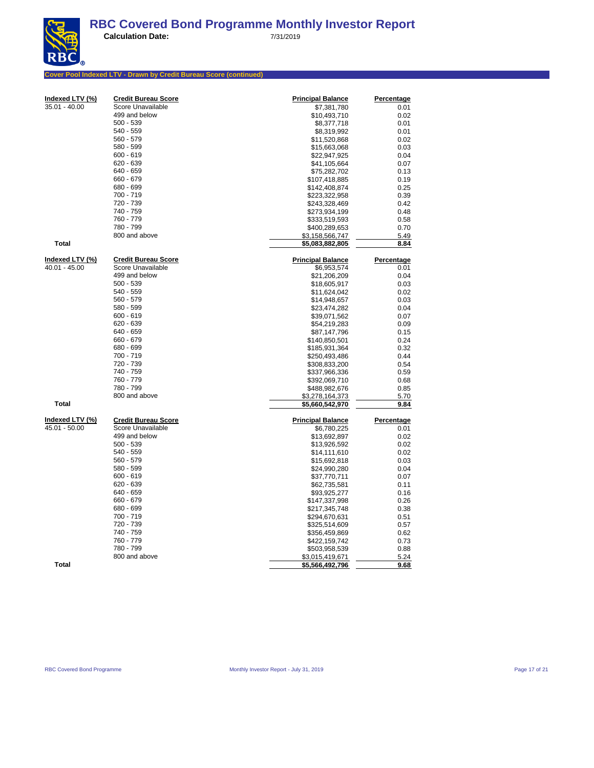# RBC Covered Bond Programme Monthly Investor Report

**Calculation Date:** 7/31/2019

**Cover Pool Indexed LTV - Drawn by Credit Bureau Score (continued)**

| Indexed LTV (%) | Credit Bureau Score | Principal Balance | Percentage |
|---|---|---|---|
| 35.01 - 40.00 | Score Unavailable | $7,381,780 | 0.01 |
| | 499 and below | $10,493,710 | 0.02 |
| | 500 - 539 | $8,377,718 | 0.01 |
| | 540 - 559 | $8,319,992 | 0.01 |
| | 560 - 579 | $11,520,868 | 0.02 |
| | 580 - 599 | $15,663,068 | 0.03 |
| | 600 - 619 | $22,947,925 | 0.04 |
| | 620 - 639 | $41,105,664 | 0.07 |
| | 640 - 659 | $75,282,702 | 0.13 |
| | 660 - 679 | $107,418,885 | 0.19 |
| | 680 - 699 | $142,408,874 | 0.25 |
| | 700 - 719 | $223,322,958 | 0.39 |
| | 720 - 739 | $243,328,469 | 0.42 |
| | 740 - 759 | $273,934,199 | 0.48 |
| | 760 - 779 | $333,519,593 | 0.58 |
| | 780 - 799 | $400,289,653 | 0.70 |
| | 800 and above | $3,158,566,747 | 5.49 |
| **Total** | | **$5,083,882,805** | **8.84** |

| Indexed LTV (%) | Credit Bureau Score | Principal Balance | Percentage |
|---|---|---|---|
| 40.01 - 45.00 | Score Unavailable | $6,953,574 | 0.01 |
| | 499 and below | $21,206,209 | 0.04 |
| | 500 - 539 | $18,605,917 | 0.03 |
| | 540 - 559 | $11,624,042 | 0.02 |
| | 560 - 579 | $14,948,657 | 0.03 |
| | 580 - 599 | $23,474,282 | 0.04 |
| | 600 - 619 | $39,071,562 | 0.07 |
| | 620 - 639 | $54,219,283 | 0.09 |
| | 640 - 659 | $87,147,796 | 0.15 |
| | 660 - 679 | $140,850,501 | 0.24 |
| | 680 - 699 | $185,931,364 | 0.32 |
| | 700 - 719 | $250,493,486 | 0.44 |
| | 720 - 739 | $308,833,200 | 0.54 |
| | 740 - 759 | $337,966,336 | 0.59 |
| | 760 - 779 | $392,069,710 | 0.68 |
| | 780 - 799 | $488,982,676 | 0.85 |
| | 800 and above | $3,278,164,373 | 5.70 |
| **Total** | | **$5,660,542,970** | **9.84** |

| Indexed LTV (%) | Credit Bureau Score | Principal Balance | Percentage |
|---|---|---|---|
| 45.01 - 50.00 | Score Unavailable | $6,780,225 | 0.01 |
| | 499 and below | $13,692,897 | 0.02 |
| | 500 - 539 | $13,926,592 | 0.02 |
| | 540 - 559 | $14,111,610 | 0.02 |
| | 560 - 579 | $15,692,818 | 0.03 |
| | 580 - 599 | $24,990,280 | 0.04 |
| | 600 - 619 | $37,770,711 | 0.07 |
| | 620 - 639 | $62,735,581 | 0.11 |
| | 640 - 659 | $93,925,277 | 0.16 |
| | 660 - 679 | $147,337,998 | 0.26 |
| | 680 - 699 | $217,345,748 | 0.38 |
| | 700 - 719 | $294,670,631 | 0.51 |
| | 720 - 739 | $325,514,609 | 0.57 |
| | 740 - 759 | $356,459,869 | 0.62 |
| | 760 - 779 | $422,159,742 | 0.73 |
| | 780 - 799 | $503,958,539 | 0.88 |
| | 800 and above | $3,015,419,671 | 5.24 |
| **Total** | | **$5,566,492,796** | **9.68** |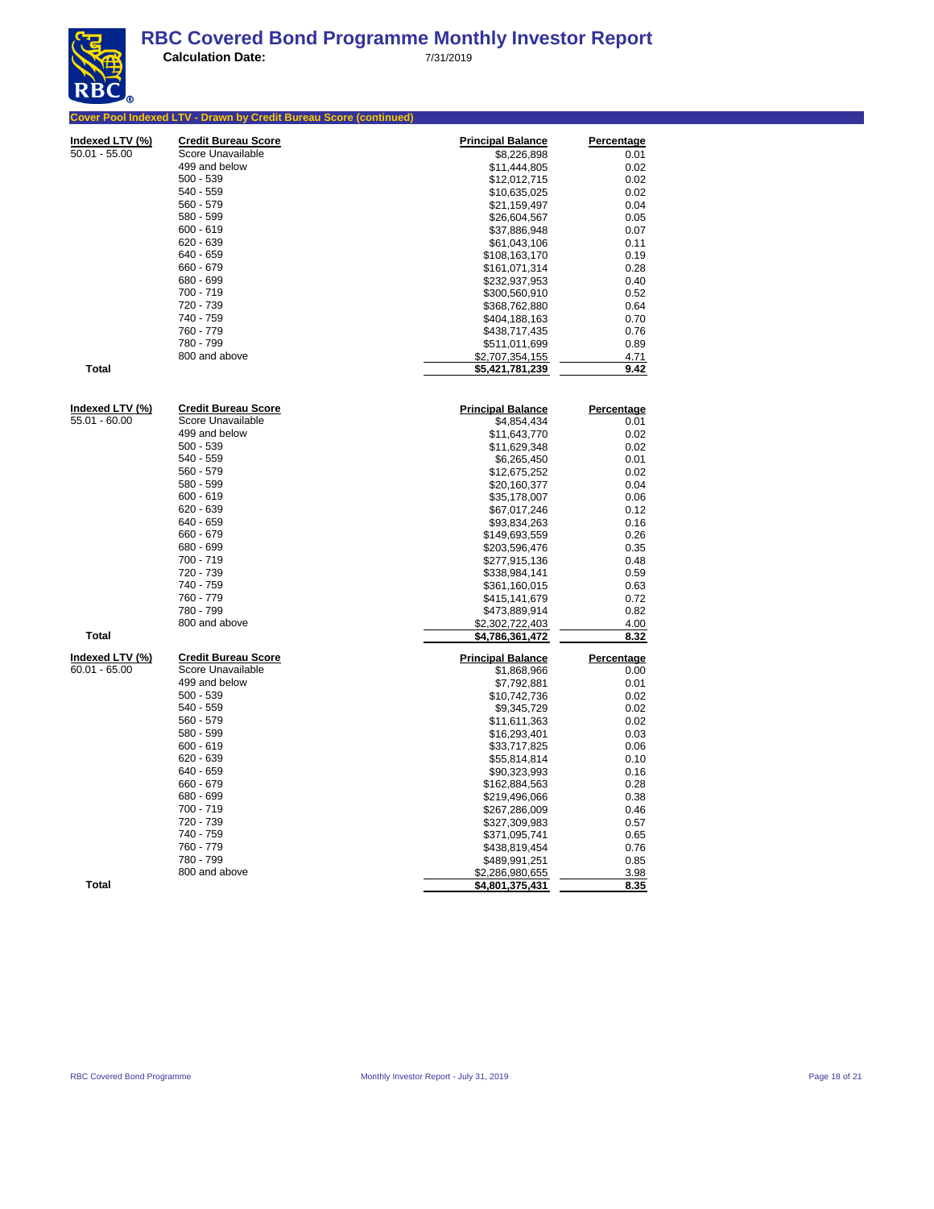# RBC Covered Bond Programme Monthly Investor Report

**Calculation Date:** 7/31/2019

## Cover Pool Indexed LTV - Drawn by Credit Bureau Score (continued)

| Indexed LTV (%) | Credit Bureau Score | Principal Balance | Percentage |
|---|---|---|---|
| 50.01 - 55.00 | Score Unavailable | $8,226,898 | 0.01 |
| | 499 and below | $11,444,805 | 0.02 |
| | 500 - 539 | $12,012,715 | 0.02 |
| | 540 - 559 | $10,635,025 | 0.02 |
| | 560 - 579 | $21,159,497 | 0.04 |
| | 580 - 599 | $26,604,567 | 0.05 |
| | 600 - 619 | $37,886,948 | 0.07 |
| | 620 - 639 | $61,043,106 | 0.11 |
| | 640 - 659 | $108,163,170 | 0.19 |
| | 660 - 679 | $161,071,314 | 0.28 |
| | 680 - 699 | $232,937,953 | 0.40 |
| | 700 - 719 | $300,560,910 | 0.52 |
| | 720 - 739 | $368,762,880 | 0.64 |
| | 740 - 759 | $404,188,163 | 0.70 |
| | 760 - 779 | $438,717,435 | 0.76 |
| | 780 - 799 | $511,011,699 | 0.89 |
| | 800 and above | $2,707,354,155 | 4.71 |
| **Total** | | **$5,421,781,239** | **9.42** |

| Indexed LTV (%) | Credit Bureau Score | Principal Balance | Percentage |
|---|---|---|---|
| 55.01 - 60.00 | Score Unavailable | $4,854,434 | 0.01 |
| | 499 and below | $11,643,770 | 0.02 |
| | 500 - 539 | $11,629,348 | 0.02 |
| | 540 - 559 | $6,265,450 | 0.01 |
| | 560 - 579 | $12,675,252 | 0.02 |
| | 580 - 599 | $20,160,377 | 0.04 |
| | 600 - 619 | $35,178,007 | 0.06 |
| | 620 - 639 | $67,017,246 | 0.12 |
| | 640 - 659 | $93,834,263 | 0.16 |
| | 660 - 679 | $149,693,559 | 0.26 |
| | 680 - 699 | $203,596,476 | 0.35 |
| | 700 - 719 | $277,915,136 | 0.48 |
| | 720 - 739 | $338,984,141 | 0.59 |
| | 740 - 759 | $361,160,015 | 0.63 |
| | 760 - 779 | $415,141,679 | 0.72 |
| | 780 - 799 | $473,889,914 | 0.82 |
| | 800 and above | $2,302,722,403 | 4.00 |
| **Total** | | **$4,786,361,472** | **8.32** |

| Indexed LTV (%) | Credit Bureau Score | Principal Balance | Percentage |
|---|---|---|---|
| 60.01 - 65.00 | Score Unavailable | $1,868,966 | 0.00 |
| | 499 and below | $7,792,881 | 0.01 |
| | 500 - 539 | $10,742,736 | 0.02 |
| | 540 - 559 | $9,345,729 | 0.02 |
| | 560 - 579 | $11,611,363 | 0.02 |
| | 580 - 599 | $16,293,401 | 0.03 |
| | 600 - 619 | $33,717,825 | 0.06 |
| | 620 - 639 | $55,814,814 | 0.10 |
| | 640 - 659 | $90,323,993 | 0.16 |
| | 660 - 679 | $162,884,563 | 0.28 |
| | 680 - 699 | $219,496,066 | 0.38 |
| | 700 - 719 | $267,286,009 | 0.46 |
| | 720 - 739 | $327,309,983 | 0.57 |
| | 740 - 759 | $371,095,741 | 0.65 |
| | 760 - 779 | $438,819,454 | 0.76 |
| | 780 - 799 | $489,991,251 | 0.85 |
| | 800 and above | $2,286,980,655 | 3.98 |
| **Total** | | **$4,801,375,431** | **8.35** |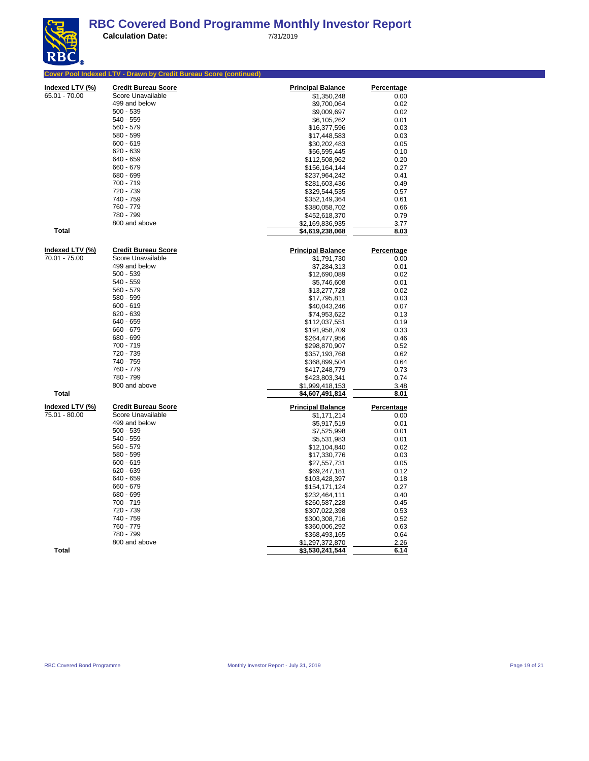# RBC Covered Bond Programme Monthly Investor Report

**Calculation Date:** 7/31/2019

## Cover Pool Indexed LTV - Drawn by Credit Bureau Score (continued)

| Indexed LTV (%) | Credit Bureau Score | Principal Balance | Percentage |
|---|---|---|---|
| 65.01 - 70.00 | Score Unavailable | $1,350,248 | 0.00 |
| | 499 and below | $9,700,064 | 0.02 |
| | 500 - 539 | $9,009,697 | 0.02 |
| | 540 - 559 | $6,105,262 | 0.01 |
| | 560 - 579 | $16,377,596 | 0.03 |
| | 580 - 599 | $17,448,583 | 0.03 |
| | 600 - 619 | $30,202,483 | 0.05 |
| | 620 - 639 | $56,595,445 | 0.10 |
| | 640 - 659 | $112,508,962 | 0.20 |
| | 660 - 679 | $156,164,144 | 0.27 |
| | 680 - 699 | $237,964,242 | 0.41 |
| | 700 - 719 | $281,603,436 | 0.49 |
| | 720 - 739 | $329,544,535 | 0.57 |
| | 740 - 759 | $352,149,364 | 0.61 |
| | 760 - 779 | $380,058,702 | 0.66 |
| | 780 - 799 | $452,618,370 | 0.79 |
| | 800 and above | $2,169,836,935 | 3.77 |
| **Total** | | **$4,619,238,068** | **8.03** |

| Indexed LTV (%) | Credit Bureau Score | Principal Balance | Percentage |
|---|---|---|---|
| 70.01 - 75.00 | Score Unavailable | $1,791,730 | 0.00 |
| | 499 and below | $7,284,313 | 0.01 |
| | 500 - 539 | $12,690,089 | 0.02 |
| | 540 - 559 | $5,746,608 | 0.01 |
| | 560 - 579 | $13,277,728 | 0.02 |
| | 580 - 599 | $17,795,811 | 0.03 |
| | 600 - 619 | $40,043,246 | 0.07 |
| | 620 - 639 | $74,953,622 | 0.13 |
| | 640 - 659 | $112,037,551 | 0.19 |
| | 660 - 679 | $191,958,709 | 0.33 |
| | 680 - 699 | $264,477,956 | 0.46 |
| | 700 - 719 | $298,870,907 | 0.52 |
| | 720 - 739 | $357,193,768 | 0.62 |
| | 740 - 759 | $368,899,504 | 0.64 |
| | 760 - 779 | $417,248,779 | 0.73 |
| | 780 - 799 | $423,803,341 | 0.74 |
| | 800 and above | $1,999,418,153 | 3.48 |
| **Total** | | **$4,607,491,814** | **8.01** |

| Indexed LTV (%) | Credit Bureau Score | Principal Balance | Percentage |
|---|---|---|---|
| 75.01 - 80.00 | Score Unavailable | $1,171,214 | 0.00 |
| | 499 and below | $5,917,519 | 0.01 |
| | 500 - 539 | $7,525,998 | 0.01 |
| | 540 - 559 | $5,531,983 | 0.01 |
| | 560 - 579 | $12,104,840 | 0.02 |
| | 580 - 599 | $17,330,776 | 0.03 |
| | 600 - 619 | $27,557,731 | 0.05 |
| | 620 - 639 | $69,247,181 | 0.12 |
| | 640 - 659 | $103,428,397 | 0.18 |
| | 660 - 679 | $154,171,124 | 0.27 |
| | 680 - 699 | $232,464,111 | 0.40 |
| | 700 - 719 | $260,587,228 | 0.45 |
| | 720 - 739 | $307,022,398 | 0.53 |
| | 740 - 759 | $300,308,716 | 0.52 |
| | 760 - 779 | $360,006,292 | 0.63 |
| | 780 - 799 | $368,493,165 | 0.64 |
| | 800 and above | $1,297,372,870 | 2.26 |
| **Total** | | **$3,530,241,544** | **6.14** |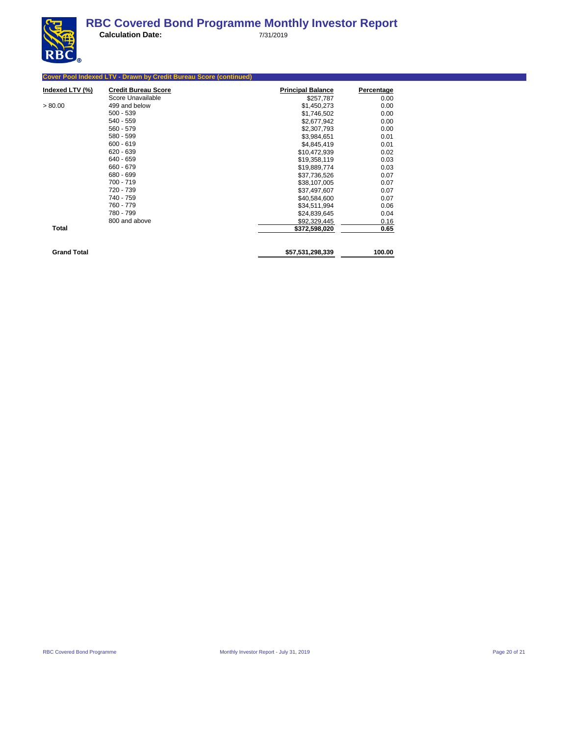# RBC Covered Bond Programme Monthly Investor Report

**Calculation Date:** 7/31/2019

## Cover Pool Indexed LTV - Drawn by Credit Bureau Score (continued)

| Indexed LTV (%) | Credit Bureau Score | Principal Balance | Percentage |
|---|---|---|---|
| | Score Unavailable | $257,787 | 0.00 |
| > 80.00 | 499 and below | $1,450,273 | 0.00 |
| | 500 - 539 | $1,746,502 | 0.00 |
| | 540 - 559 | $2,677,942 | 0.00 |
| | 560 - 579 | $2,307,793 | 0.00 |
| | 580 - 599 | $3,984,651 | 0.01 |
| | 600 - 619 | $4,845,419 | 0.01 |
| | 620 - 639 | $10,472,939 | 0.02 |
| | 640 - 659 | $19,358,119 | 0.03 |
| | 660 - 679 | $19,889,774 | 0.03 |
| | 680 - 699 | $37,736,526 | 0.07 |
| | 700 - 719 | $38,107,005 | 0.07 |
| | 720 - 739 | $37,497,607 | 0.07 |
| | 740 - 759 | $40,584,600 | 0.07 |
| | 760 - 779 | $34,511,994 | 0.06 |
| | 780 - 799 | $24,839,645 | 0.04 |
| | 800 and above | $92,329,445 | 0.16 |
| **Total** | | **$372,598,020** | **0.65** |
| | | | |
| **Grand Total** | | **$57,531,298,339** | **100.00** |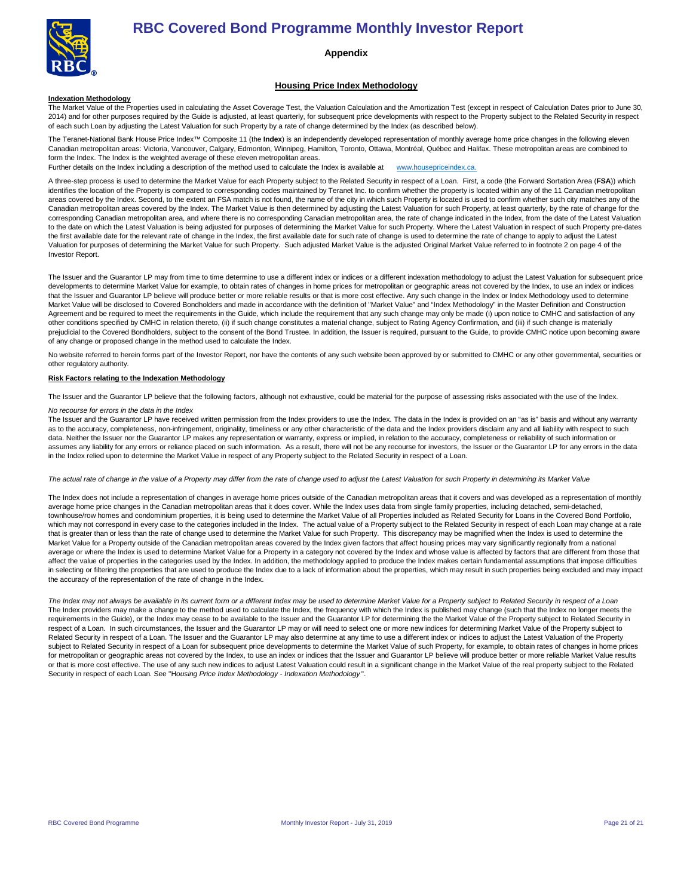# RBC Covered Bond Programme Monthly Investor Report

## Appendix

### Housing Price Index Methodology

**Indexation Methodology**

The Market Value of the Properties used in calculating the Asset Coverage Test, the Valuation Calculation and the Amortization Test (except in respect of Calculation Dates prior to June 30, 2014) and for other purposes required by the Guide is adjusted, at least quarterly, for subsequent price developments with respect to the Property subject to the Related Security in respect of each such Loan by adjusting the Latest Valuation for such Property by a rate of change determined by the Index (as described below).

The Teranet-National Bank House Price Index™ Composite 11 (the **Index**) is an independently developed representation of monthly average home price changes in the following eleven Canadian metropolitan areas: Victoria, Vancouver, Calgary, Edmonton, Winnipeg, Hamilton, Toronto, Ottawa, Montréal, Québec and Halifax. These metropolitan areas are combined to form the Index. The Index is the weighted average of these eleven metropolitan areas.
Further details on the Index including a description of the method used to calculate the Index is available at www.housepriceindex.ca.

A three-step process is used to determine the Market Value for each Property subject to the Related Security in respect of a Loan. First, a code (the Forward Sortation Area (**FSA**)) which identifies the location of the Property is compared to corresponding codes maintained by Teranet Inc. to confirm whether the property is located within any of the 11 Canadian metropolitan areas covered by the Index. Second, to the extent an FSA match is not found, the name of the city in which such Property is located is used to confirm whether such city matches any of the Canadian metropolitan areas covered by the Index. The Market Value is then determined by adjusting the Latest Valuation for such Property, at least quarterly, by the rate of change for the corresponding Canadian metropolitan area, and where there is no corresponding Canadian metropolitan area, the rate of change indicated in the Index, from the date of the Latest Valuation to the date on which the Latest Valuation is being adjusted for purposes of determining the Market Value for such Property. Where the Latest Valuation in respect of such Property pre-dates the first available date for the relevant rate of change in the Index, the first available date for such rate of change is used to determine the rate of change to apply to adjust the Latest Valuation for purposes of determining the Market Value for such Property. Such adjusted Market Value is the adjusted Original Market Value referred to in footnote 2 on page 4 of the Investor Report.

The Issuer and the Guarantor LP may from time to time determine to use a different index or indices or a different indexation methodology to adjust the Latest Valuation for subsequent price developments to determine Market Value for example, to obtain rates of changes in home prices for metropolitan or geographic areas not covered by the Index, to use an index or indices that the Issuer and Guarantor LP believe will produce better or more reliable results or that is more cost effective. Any such change in the Index or Index Methodology used to determine Market Value will be disclosed to Covered Bondholders and made in accordance with the definition of "Market Value" and "Index Methodology" in the Master Definition and Construction Agreement and be required to meet the requirements in the Guide, which include the requirement that any such change may only be made (i) upon notice to CMHC and satisfaction of any other conditions specified by CMHC in relation thereto, (ii) if such change constitutes a material change, subject to Rating Agency Confirmation, and (iii) if such change is materially prejudicial to the Covered Bondholders, subject to the consent of the Bond Trustee. In addition, the Issuer is required, pursuant to the Guide, to provide CMHC notice upon becoming aware of any change or proposed change in the method used to calculate the Index.

No website referred to herein forms part of the Investor Report, nor have the contents of any such website been approved by or submitted to CMHC or any other governmental, securities or other regulatory authority.

**Risk Factors relating to the Indexation Methodology**

The Issuer and the Guarantor LP believe that the following factors, although not exhaustive, could be material for the purpose of assessing risks associated with the use of the Index.

*No recourse for errors in the data in the Index*

The Issuer and the Guarantor LP have received written permission from the Index providers to use the Index. The data in the Index is provided on an "as is" basis and without any warranty as to the accuracy, completeness, non-infringement, originality, timeliness or any other characteristic of the data and the Index providers disclaim any and all liability with respect to such data. Neither the Issuer nor the Guarantor LP makes any representation or warranty, express or implied, in relation to the accuracy, completeness or reliability of such information or assumes any liability for any errors or reliance placed on such information. As a result, there will not be any recourse for investors, the Issuer or the Guarantor LP for any errors in the data in the Index relied upon to determine the Market Value in respect of any Property subject to the Related Security in respect of a Loan.

*The actual rate of change in the value of a Property may differ from the rate of change used to adjust the Latest Valuation for such Property in determining its Market Value*

The Index does not include a representation of changes in average home prices outside of the Canadian metropolitan areas that it covers and was developed as a representation of monthly average home price changes in the Canadian metropolitan areas that it does cover. While the Index uses data from single family properties, including detached, semi-detached, townhouse/row homes and condominium properties, it is being used to determine the Market Value of all Properties included as Related Security for Loans in the Covered Bond Portfolio, which may not correspond in every case to the categories included in the Index. The actual value of a Property subject to the Related Security in respect of each Loan may change at a rate that is greater than or less than the rate of change used to determine the Market Value for such Property. This discrepancy may be magnified when the Index is used to determine the Market Value for a Property outside of the Canadian metropolitan areas covered by the Index given factors that affect housing prices may vary significantly regionally from a national average or where the Index is used to determine Market Value for a Property in a category not covered by the Index and whose value is affected by factors that are different from those that affect the value of properties in the categories used by the Index. In addition, the methodology applied to produce the Index makes certain fundamental assumptions that impose difficulties in selecting or filtering the properties that are used to produce the Index due to a lack of information about the properties, which may result in such properties being excluded and may impact the accuracy of the representation of the rate of change in the Index.

*The Index may not always be available in its current form or a different Index may be used to determine Market Value for a Property subject to Related Security in respect of a Loan*

The Index providers may make a change to the method used to calculate the Index, the frequency with which the Index is published may change (such that the Index no longer meets the requirements in the Guide), or the Index may cease to be available to the Issuer and the Guarantor LP for determining the the Market Value of the Property subject to Related Security in respect of a Loan. In such circumstances, the Issuer and the Guarantor LP may or will need to select one or more new indices for determining Market Value of the Property subject to Related Security in respect of a Loan. The Issuer and the Guarantor LP may also determine at any time to use a different index or indices to adjust the Latest Valuation of the Property subject to Related Security in respect of a Loan for subsequent price developments to determine the Market Value of such Property, for example, to obtain rates of changes in home prices for metropolitan or geographic areas not covered by the Index, to use an index or indices that the Issuer and Guarantor LP believe will produce better or more reliable Market Value results or that is more cost effective. The use of any such new indices to adjust Latest Valuation could result in a significant change in the Market Value of the real property subject to the Related Security in respect of each Loan. See "H*ousing Price Index Methodology - Indexation Methodology*".